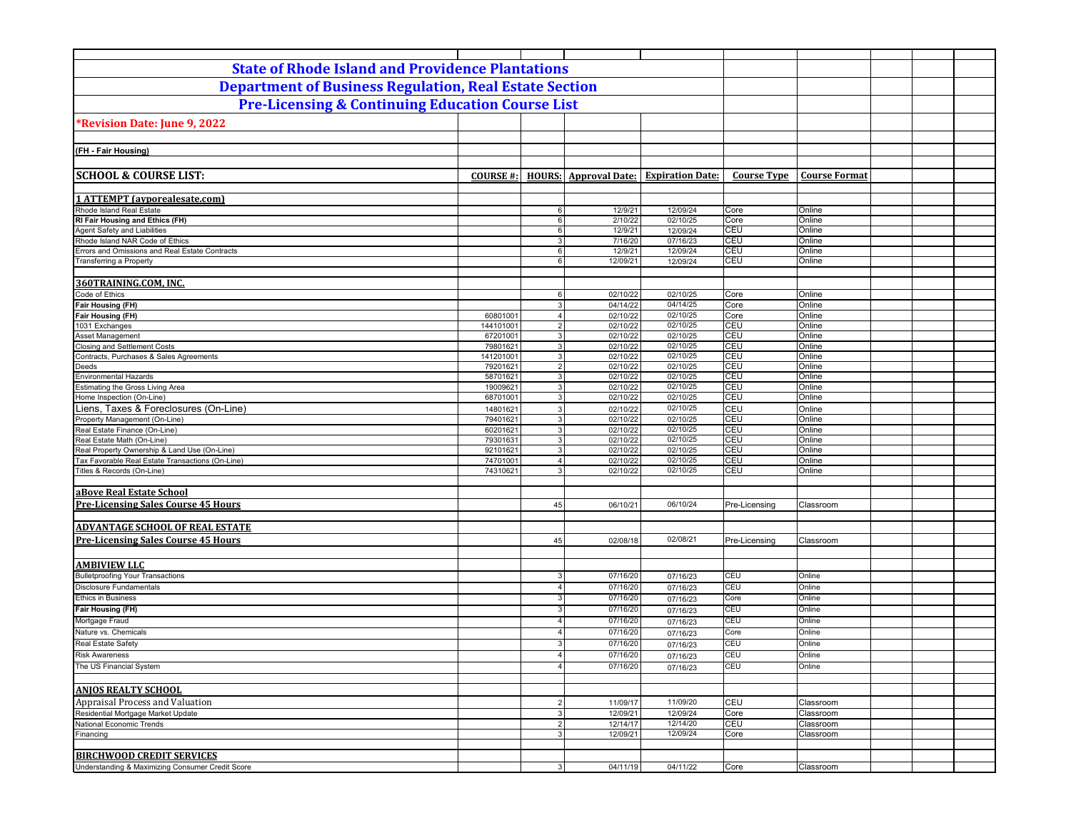# State of Rhode Island and Providence Plantations

## Department of Business Regulation, Real Estate Section

## Pre-Licensing & Continuing Education Course List

**\*Revision Date: June 9, 2022**

**(FH - Fair Housing)**

| SCHOOL & COURSE LIST: | COURSE #: | HOURS: | Approval Date: | Expiration Date: | Course Type | Course Format |
|---|---|---|---|---|---|---|
| **1 ATTEMPT (avporealesate.com)** | | | | | | |
| Rhode Island Real Estate | | 6 | 12/9/21 | 12/09/24 | Core | Online |
| **RI Fair Housing and Ethics (FH)** | | 6 | 2/10/22 | 02/10/25 | Core | Online |
| Agent Safety and Liabilities | | 6 | 12/9/21 | 12/09/24 | CEU | Online |
| Rhode Island NAR Code of Ethics | | 3 | 7/16/20 | 07/16/23 | CEU | Online |
| Errors and Omissions and Real Estate Contracts | | 6 | 12/9/21 | 12/09/24 | CEU | Online |
| Transferring a Property | | 6 | 12/09/21 | 12/09/24 | CEU | Online |
| **360TRAINING.COM, INC.** | | | | | | |
| Code of Ethics | | 6 | 02/10/22 | 02/10/25 | Core | Online |
| **Fair Housing (FH)** | | 3 | 04/14/22 | 04/14/25 | Core | Online |
| **Fair Housing (FH)** | 60801001 | 4 | 02/10/22 | 02/10/25 | Core | Online |
| 1031 Exchanges | 144101001 | 2 | 02/10/22 | 02/10/25 | CEU | Online |
| Asset Management | 67201001 | 3 | 02/10/22 | 02/10/25 | CEU | Online |
| Closing and Settlement Costs | 79801621 | 3 | 02/10/22 | 02/10/25 | CEU | Online |
| Contracts, Purchases & Sales Agreements | 141201001 | 3 | 02/10/22 | 02/10/25 | CEU | Online |
| Deeds | 79201621 | 2 | 02/10/22 | 02/10/25 | CEU | Online |
| Environmental Hazards | 58701621 | 3 | 02/10/22 | 02/10/25 | CEU | Online |
| Estimating the Gross Living Area | 19009621 | 3 | 02/10/22 | 02/10/25 | CEU | Online |
| Home Inspection (On-Line) | 68701001 | 3 | 02/10/22 | 02/10/25 | CEU | Online |
| Liens, Taxes & Foreclosures (On-Line) | 14801621 | 3 | 02/10/22 | 02/10/25 | CEU | Online |
| Property Management (On-Line) | 79401621 | 3 | 02/10/22 | 02/10/25 | CEU | Online |
| Real Estate Finance (On-Line) | 60201621 | 3 | 02/10/22 | 02/10/25 | CEU | Online |
| Real Estate Math (On-Line) | 79301631 | 3 | 02/10/22 | 02/10/25 | CEU | Online |
| Real Property Ownership & Land Use (On-Line) | 92101621 | 3 | 02/10/22 | 02/10/25 | CEU | Online |
| Tax Favorable Real Estate Transactions (On-Line) | 74701001 | 4 | 02/10/22 | 02/10/25 | CEU | Online |
| Titles & Records (On-Line) | 74310621 | 3 | 02/10/22 | 02/10/25 | CEU | Online |
| **aBove Real Estate School** | | | | | | |
| **Pre-Licensing Sales Course 45 Hours** | | 45 | 06/10/21 | 06/10/24 | Pre-Licensing | Classroom |
| **ADVANTAGE SCHOOL OF REAL ESTATE** | | | | | | |
| **Pre-Licensing Sales Course 45 Hours** | | 45 | 02/08/18 | 02/08/21 | Pre-Licensing | Classroom |
| **AMBIVIEW LLC** | | | | | | |
| Bulletproofing Your Transactions | | 3 | 07/16/20 | 07/16/23 | CEU | Online |
| Disclosure Fundamentals | | 4 | 07/16/20 | 07/16/23 | CEU | Online |
| Ethics in Business | | 3 | 07/16/20 | 07/16/23 | Core | Online |
| **Fair Housing (FH)** | | 3 | 07/16/20 | 07/16/23 | CEU | Online |
| Mortgage Fraud | | 4 | 07/16/20 | 07/16/23 | CEU | Online |
| Nature vs. Chemicals | | 4 | 07/16/20 | 07/16/23 | Core | Online |
| Real Estate Safety | | 3 | 07/16/20 | 07/16/23 | CEU | Online |
| Risk Awareness | | 4 | 07/16/20 | 07/16/23 | CEU | Online |
| The US Financial System | | 4 | 07/16/20 | 07/16/23 | CEU | Online |
| **ANJOS REALTY SCHOOL** | | | | | | |
| Appraisal Process and Valuation | | 2 | 11/09/17 | 11/09/20 | CEU | Classroom |
| Residential Mortgage Market Update | | 3 | 12/09/21 | 12/09/24 | Core | Classroom |
| National Economic Trends | | 2 | 12/14/17 | 12/14/20 | CEU | Classroom |
| Financing | | 3 | 12/09/21 | 12/09/24 | Core | Classroom |
| **BIRCHWOOD CREDIT SERVICES** | | | | | | |
| Understanding & Maximizing Consumer Credit Score | | 3 | 04/11/19 | 04/11/22 | Core | Classroom |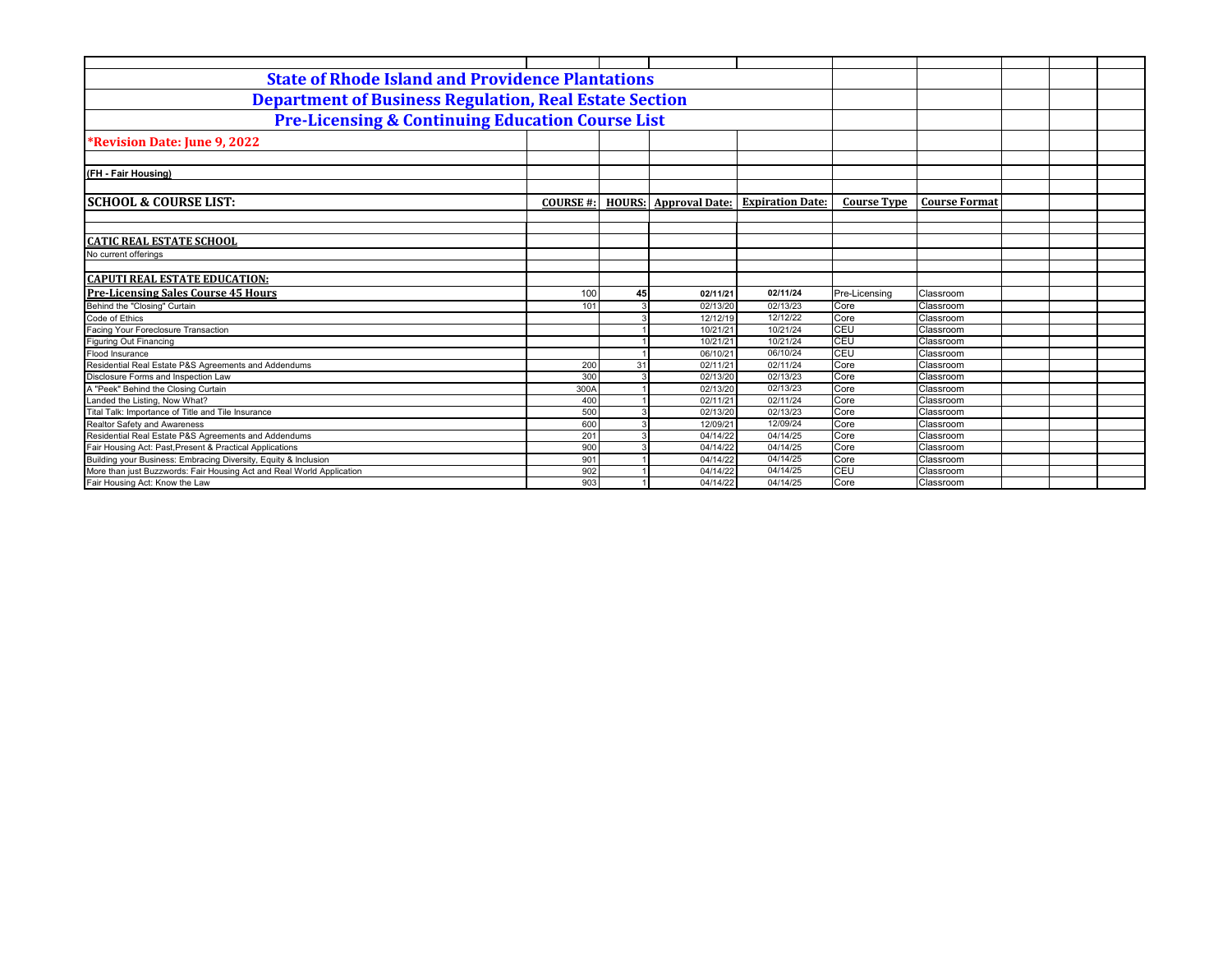# State of Rhode Island and Providence Plantations

## Department of Business Regulation, Real Estate Section

## Pre-Licensing & Continuing Education Course List

**\*Revision Date: June 9, 2022**

**(FH - Fair Housing)**

| SCHOOL & COURSE LIST: | COURSE #: | HOURS: | Approval Date: | Expiration Date: | Course Type | Course Format |
|---|---|---|---|---|---|---|
| **CATIC REAL ESTATE SCHOOL** | | | | | | |
| No current offerings | | | | | | |
| **CAPUTI REAL ESTATE EDUCATION:** | | | | | | |
| **Pre-Licensing Sales Course 45 Hours** | 100 | **45** | **02/11/21** | **02/11/24** | Pre-Licensing | Classroom |
| Behind the "Closing" Curtain | 101 | 3 | 02/13/20 | 02/13/23 | Core | Classroom |
| Code of Ethics | | 3 | 12/12/19 | 12/12/22 | Core | Classroom |
| Facing Your Foreclosure Transaction | | 1 | 10/21/21 | 10/21/24 | CEU | Classroom |
| Figuring Out Financing | | 1 | 10/21/21 | 10/21/24 | CEU | Classroom |
| Flood Insurance | | 1 | 06/10/21 | 06/10/24 | CEU | Classroom |
| Residential Real Estate P&S Agreements and Addendums | 200 | 31 | 02/11/21 | 02/11/24 | Core | Classroom |
| Disclosure Forms and Inspection Law | 300 | 3 | 02/13/20 | 02/13/23 | Core | Classroom |
| A "Peek" Behind the Closing Curtain | 300A | 1 | 02/13/20 | 02/13/23 | Core | Classroom |
| Landed the Listing, Now What? | 400 | 1 | 02/11/21 | 02/11/24 | Core | Classroom |
| Tital Talk: Importance of Title and Tile Insurance | 500 | 3 | 02/13/20 | 02/13/23 | Core | Classroom |
| Realtor Safety and Awareness | 600 | 3 | 12/09/21 | 12/09/24 | Core | Classroom |
| Residential Real Estate P&S Agreements and Addendums | 201 | 3 | 04/14/22 | 04/14/25 | Core | Classroom |
| Fair Housing Act: Past,Present & Practical Applications | 900 | 3 | 04/14/22 | 04/14/25 | Core | Classroom |
| Building your Business: Embracing Diversity, Equity & Inclusion | 901 | 1 | 04/14/22 | 04/14/25 | Core | Classroom |
| More than just Buzzwords: Fair Housing Act and Real World Application | 902 | 1 | 04/14/22 | 04/14/25 | CEU | Classroom |
| Fair Housing Act: Know the Law | 903 | 1 | 04/14/22 | 04/14/25 | Core | Classroom |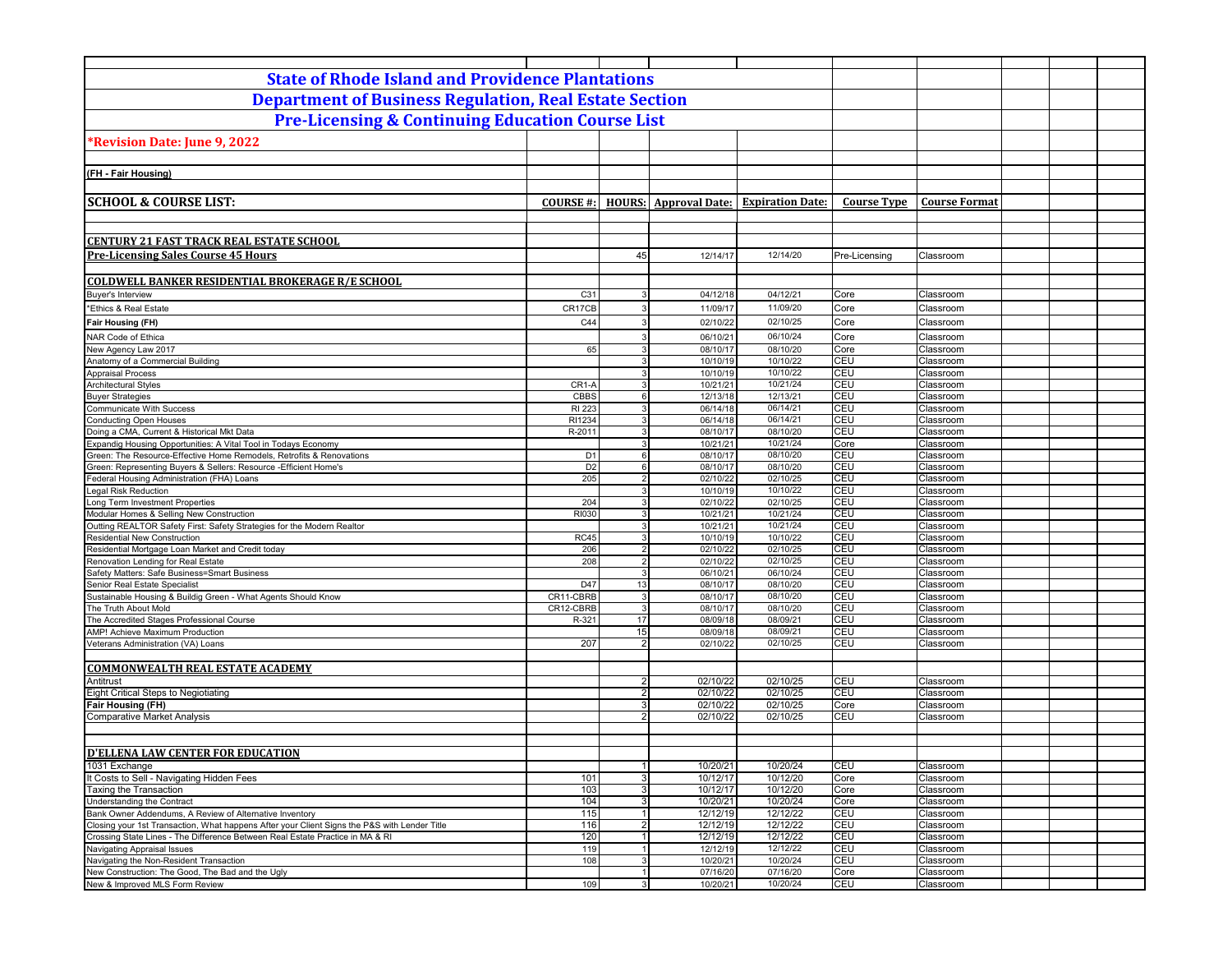# State of Rhode Island and Providence Plantations

## Department of Business Regulation, Real Estate Section

## Pre-Licensing & Continuing Education Course List

**\*Revision Date: June 9, 2022**

**(FH - Fair Housing)**

| SCHOOL & COURSE LIST: | COURSE #: | HOURS: | Approval Date: | Expiration Date: | Course Type | Course Format |
|---|---|---|---|---|---|---|
| **CENTURY 21 FAST TRACK REAL ESTATE SCHOOL** | | | | | | |
| **Pre-Licensing Sales Course 45 Hours** | | 45 | 12/14/17 | 12/14/20 | Pre-Licensing | Classroom |
| **COLDWELL BANKER RESIDENTIAL BROKERAGE R/E SCHOOL** | | | | | | |
| Buyer's Interview | C31 | 3 | 04/12/18 | 04/12/21 | Core | Classroom |
| *Ethics & Real Estate | CR17CB | 3 | 11/09/17 | 11/09/20 | Core | Classroom |
| **Fair Housing (FH)** | C44 | 3 | 02/10/22 | 02/10/25 | Core | Classroom |
| NAR Code of Ethica | | 3 | 06/10/21 | 06/10/24 | Core | Classroom |
| New Agency Law 2017 | 65 | 3 | 08/10/17 | 08/10/20 | Core | Classroom |
| Anatomy of a Commercial Building | | 3 | 10/10/19 | 10/10/22 | CEU | Classroom |
| Appraisal Process | | 3 | 10/10/19 | 10/10/22 | CEU | Classroom |
| Architectural Styles | CR1-A | 3 | 10/21/21 | 10/21/24 | CEU | Classroom |
| Buyer Strategies | CBBS | 6 | 12/13/18 | 12/13/21 | CEU | Classroom |
| Communicate With Success | RI 223 | 3 | 06/14/18 | 06/14/21 | CEU | Classroom |
| Conducting Open Houses | RI1234 | 3 | 06/14/18 | 06/14/21 | CEU | Classroom |
| Doing a CMA, Current & Historical Mkt Data | R-2011 | 3 | 08/10/17 | 08/10/20 | CEU | Classroom |
| Expandig Housing Opportunities: A Vital Tool in Todays Economy | | 3 | 10/21/21 | 10/21/24 | Core | Classroom |
| Green: The Resource-Effective Home Remodels, Retrofits & Renovations | D1 | 6 | 08/10/17 | 08/10/20 | CEU | Classroom |
| Green: Representing Buyers & Sellers: Resource -Efficient Home's | D2 | 6 | 08/10/17 | 08/10/20 | CEU | Classroom |
| Federal Housing Administration (FHA) Loans | 205 | 2 | 02/10/22 | 02/10/25 | CEU | Classroom |
| Legal Risk Reduction | | 3 | 10/10/19 | 10/10/22 | CEU | Classroom |
| Long Term Investment Properties | 204 | 3 | 02/10/22 | 02/10/25 | CEU | Classroom |
| Modular Homes & Selling New Construction | RI030 | 3 | 10/21/21 | 10/21/24 | CEU | Classroom |
| Outting REALTOR Safety First: Safety Strategies for the Modern Realtor | | 3 | 10/21/21 | 10/21/24 | CEU | Classroom |
| Residential New Construction | RC45 | 3 | 10/10/19 | 10/10/22 | CEU | Classroom |
| Residential Mortgage Loan Market and Credit today | 206 | 2 | 02/10/22 | 02/10/25 | CEU | Classroom |
| Renovation Lending for Real Estate | 208 | 2 | 02/10/22 | 02/10/25 | CEU | Classroom |
| Safety Matters: Safe Business=Smart Business | | 3 | 06/10/21 | 06/10/24 | CEU | Classroom |
| Senior Real Estate Specialist | D47 | 13 | 08/10/17 | 08/10/20 | CEU | Classroom |
| Sustainable Housing & Buildig Green - What Agents Should Know | CR11-CBRB | 3 | 08/10/17 | 08/10/20 | CEU | Classroom |
| The Truth About Mold | CR12-CBRB | 3 | 08/10/17 | 08/10/20 | CEU | Classroom |
| The Accredited Stages Professional Course | R-321 | 17 | 08/09/18 | 08/09/21 | CEU | Classroom |
| AMP! Achieve Maximum Production | | 15 | 08/09/18 | 08/09/21 | CEU | Classroom |
| Veterans Administration (VA) Loans | 207 | 2 | 02/10/22 | 02/10/25 | CEU | Classroom |
| **COMMONWEALTH REAL ESTATE ACADEMY** | | | | | | |
| Antitrust | | 2 | 02/10/22 | 02/10/25 | CEU | Classroom |
| Eight Critical Steps to Negiotiating | | 2 | 02/10/22 | 02/10/25 | CEU | Classroom |
| **Fair Housing (FH)** | | 3 | 02/10/22 | 02/10/25 | Core | Classroom |
| Comparative Market Analysis | | 2 | 02/10/22 | 02/10/25 | CEU | Classroom |
| **D'ELLENA LAW CENTER FOR EDUCATION** | | | | | | |
| 1031 Exchange | | 1 | 10/20/21 | 10/20/24 | CEU | Classroom |
| It Costs to Sell - Navigating Hidden Fees | 101 | 3 | 10/12/17 | 10/12/20 | Core | Classroom |
| Taxing the Transaction | 103 | 3 | 10/12/17 | 10/12/20 | Core | Classroom |
| Understanding the Contract | 104 | 3 | 10/20/21 | 10/20/24 | Core | Classroom |
| Bank Owner Addendums, A Review of Alternative Inventory | 115 | 1 | 12/12/19 | 12/12/22 | CEU | Classroom |
| Closing your 1st Transaction, What happens After your Client Signs the P&S with Lender Title | 116 | 2 | 12/12/19 | 12/12/22 | CEU | Classroom |
| Crossing State Lines - The Difference Between Real Estate Practice in MA & RI | 120 | 1 | 12/12/19 | 12/12/22 | CEU | Classroom |
| Navigating Appraisal Issues | 119 | 1 | 12/12/19 | 12/12/22 | CEU | Classroom |
| Navigating the Non-Resident Transaction | 108 | 3 | 10/20/21 | 10/20/24 | CEU | Classroom |
| New Construction: The Good, The Bad and the Ugly | | 1 | 07/16/20 | 07/16/20 | Core | Classroom |
| New & Improved MLS Form Review | 109 | 3 | 10/20/21 | 10/20/24 | CEU | Classroom |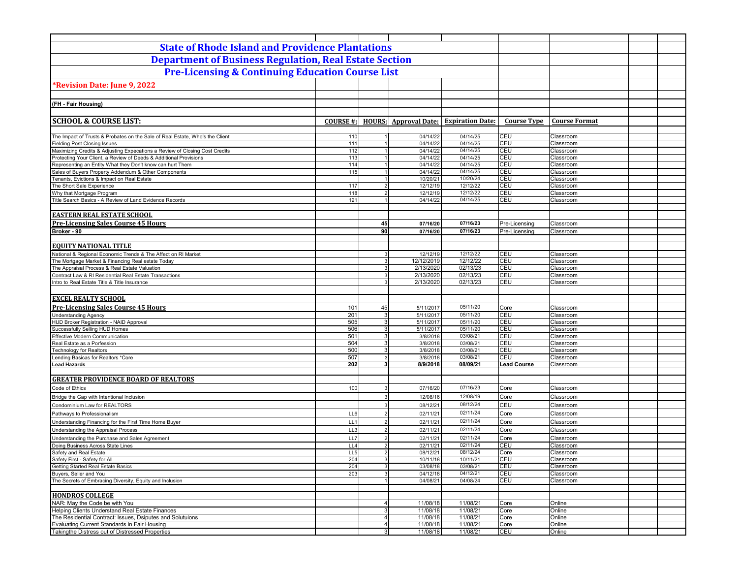# State of Rhode Island and Providence Plantations

## Department of Business Regulation, Real Estate Section

## Pre-Licensing & Continuing Education Course List

***Revision Date: June 9, 2022**

**(FH - Fair Housing)**

| SCHOOL & COURSE LIST: | COURSE #: | HOURS: | Approval Date: | Expiration Date: | Course Type | Course Format |
|---|---|---|---|---|---|---|
| The Impact of Trusts & Probates on the Sale of Real Estate, Who's the Client | 110 | 1 | 04/14/22 | 04/14/25 | CEU | Classroom |
| Fielding Post Closing Issues | 111 | 1 | 04/14/22 | 04/14/25 | CEU | Classroom |
| Maximizing Credits & Adjusting Expecations a Review of Closing Cost Credits | 112 | 1 | 04/14/22 | 04/14/25 | CEU | Classroom |
| Protecting Your Client, a Review of Deeds & Additional Provisions | 113 | 1 | 04/14/22 | 04/14/25 | CEU | Classroom |
| Representing an Entity What they Don't know can hurt Them | 114 | 1 | 04/14/22 | 04/14/25 | CEU | Classroom |
| Sales of Buyers Property Addendum & Other Components | 115 | 1 | 04/14/22 | 04/14/25 | CEU | Classroom |
| Tenants, Evictions & Impact on Real Estate | | 1 | 10/20/21 | 10/20/24 | CEU | Classroom |
| The Short Sale Experience | 117 | 2 | 12/12/19 | 12/12/22 | CEU | Classroom |
| Why that Mortgage Program | 118 | 2 | 12/12/19 | 12/12/22 | CEU | Classroom |
| Title Search Basics - A Review of Land Evidence Records | 121 | 1 | 04/14/22 | 04/14/25 | CEU | Classroom |
| | | | | | | |
| **EASTERN REAL ESTATE SCHOOL** | | | | | | |
| **Pre-Licensing Sales Course 45 Hours** | | **45** | **07/16/20** | **07/16/23** | Pre-Licensing | Classroom |
| **Broker - 90** | | **90** | **07/16/20** | **07/16/23** | Pre-Licensing | Classroom |
| | | | | | | |
| **EQUITY NATIONAL TITLE** | | | | | | |
| National & Regional Economic Trends & The Affect on RI Market | | 3 | 12/12/19 | 12/12/22 | CEU | Classroom |
| The Mortgage Market & Financing Real estate Today | | 3 | 12/12/2019 | 12/12/22 | CEU | Classroom |
| The Appraisal Process & Real Estate Valuation | | 3 | 2/13/2020 | 02/13/23 | CEU | Classroom |
| Contract Law & RI Residential Real Estate Transactions | | 3 | 2/13/2020 | 02/13/23 | CEU | Classroom |
| Intro to Real Estate Title & Title Insurance | | 3 | 2/13/2020 | 02/13/23 | CEU | Classroom |
| | | | | | | |
| **EXCEL REALTY SCHOOL** | | | | | | |
| **Pre-Licensing Sales Course 45 Hours** | 101 | 45 | 5/11/2017 | 05/11/20 | Core | Classroom |
| Understanding Agency | 201 | 3 | 5/11/2017 | 05/11/20 | CEU | Classroom |
| HUD Broker Registration - NAID Approval | 505 | 3 | 5/11/2017 | 05/11/20 | CEU | Classroom |
| Successfully Selling HUD Homes | 506 | 3 | 5/11/2017 | 05/11/20 | CEU | Classroom |
| Effective Modern Communication | 501 | 3 | 3/8/2018 | 03/08/21 | CEU | Classroom |
| Real Estate as a Porfession | 504 | 3 | 3/8/2018 | 03/08/21 | CEU | Classroom |
| Technology for Realtors | 500 | 3 | 3/8/2018 | 03/08/21 | CEU | Classroom |
| Lending Basicas for Realtors *Core | 507 | 3 | 3/8/2018 | 03/08/21 | CEU | Classroom |
| **Lead Hazards** | **202** | **3** | **8/9/2018** | **08/09/21** | **Lead Course** | Classroom |
| | | | | | | |
| **GREATER PROVIDENCE BOARD OF REALTORS** | | | | | | |
| Code of Ethics | 100 | 3 | 07/16/20 | 07/16/23 | Core | Classroom |
| Bridge the Gap with Intentional Inclusion | | 3 | 12/08/16 | 12/08/19 | Core | Classroom |
| Condominium Law for REALTORS | | 3 | 08/12/21 | 08/12/24 | CEU | Classroom |
| Pathways to Professionalism | LL6 | 2 | 02/11/21 | 02/11/24 | Core | Classroom |
| Understanding Financing for the First Time Home Buyer | LL1 | 2 | 02/11/21 | 02/11/24 | Core | Classroom |
| Understanding the Appraisal Process | LL3 | 2 | 02/11/21 | 02/11/24 | Core | Classroom |
| Understanding the Purchase and Sales Agreement | LL7 | 2 | 02/11/21 | 02/11/24 | Core | Classroom |
| Doing Business Across State Lines | LL4 | 2 | 02/11/21 | 02/11/24 | CEU | Classroom |
| Safety and Real Estate | LL5 | 2 | 08/12/21 | 08/12/24 | Core | Classroom |
| Safety First - Safety for All | 204 | 3 | 10/11/18 | 10/11/21 | CEU | Classroom |
| Getting Started Real Estate Basics | 204 | 3 | 03/08/18 | 03/08/21 | CEU | Classroom |
| Buyers, Seller and You | 203 | 3 | 04/12/18 | 04/12/21 | CEU | Classroom |
| The Secrets of Embracing Diversity, Equity and Inclusion | | 1 | 04/08/21 | 04/08/24 | CEU | Classroom |
| | | | | | | |
| **HONDROS COLLEGE** | | | | | | |
| NAR: May the Code be with You | | 4 | 11/08/18 | 11/08/21 | Core | Online |
| Helping Clients Understand Real Estate Finances | | 3 | 11/08/18 | 11/08/21 | Core | Online |
| The Residential Contract: Issues, Dsiputes and Solutuions | | 4 | 11/08/18 | 11/08/21 | Core | Online |
| Evaluating Current Standards in Fair Housing | | 4 | 11/08/18 | 11/08/21 | Core | Online |
| Takingthe Distress out of Distressed Properties | | 3 | 11/08/18 | 11/08/21 | CEU | Online |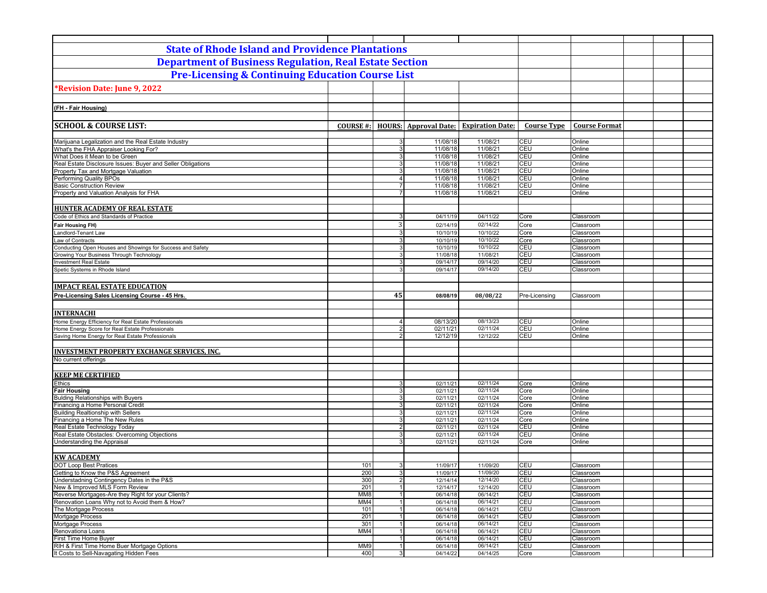# State of Rhode Island and Providence Plantations

## Department of Business Regulation, Real Estate Section

## Pre-Licensing & Continuing Education Course List

**\*Revision Date: June 9, 2022**

**(FH - Fair Housing)**

| SCHOOL & COURSE LIST: | COURSE #: | HOURS: | Approval Date: | Expiration Date: | Course Type | Course Format |
|---|---|---|---|---|---|---|
| Marijuana Legalization and the Real Estate Industry | | 3 | 11/08/18 | 11/08/21 | CEU | Online |
| What's the FHA Appraiser Looking For? | | 3 | 11/08/18 | 11/08/21 | CEU | Online |
| What Does it Mean to be Green | | 3 | 11/08/18 | 11/08/21 | CEU | Online |
| Real Estate Disclosure Issues: Buyer and Seller Obligations | | 3 | 11/08/18 | 11/08/21 | CEU | Online |
| Property Tax and Mortgage Valuation | | 3 | 11/08/18 | 11/08/21 | CEU | Online |
| Performing Quality BPOs | | 4 | 11/08/18 | 11/08/21 | CEU | Online |
| Basic Construction Review | | 7 | 11/08/18 | 11/08/21 | CEU | Online |
| Property and Valuation Analysis for FHA | | 7 | 11/08/18 | 11/08/21 | CEU | Online |
| | | | | | | |
| **HUNTER ACADEMY OF REAL ESTATE** | | | | | | |
| Code of Ethics and Standards of Practice | | 3 | 04/11/19 | 04/11/22 | Core | Classroom |
| **Fair Housing FH)** | | 3 | 02/14/19 | 02/14/22 | Core | Classroom |
| Landlord-Tenant Law | | 3 | 10/10/19 | 10/10/22 | Core | Classroom |
| Law of Contracts | | 3 | 10/10/19 | 10/10/22 | Core | Classroom |
| Conducting Open Houses and Showings for Success and Safety | | 3 | 10/10/19 | 10/10/22 | CEU | Classroom |
| Growing Your Business Through Technology | | 3 | 11/08/18 | 11/08/21 | CEU | Classroom |
| Investment Real Estate | | 3 | 09/14/17 | 09/14/20 | CEU | Classroom |
| Spetic Systems in Rhode Island | | 3 | 09/14/17 | 09/14/20 | CEU | Classroom |
| | | | | | | |
| **IMPACT REAL ESTATE EDUCATION** | | | | | | |
| **Pre-Licensing Sales Licensing Course - 45 Hrs.** | | **45** | **08/08/19** | **08/08/22** | Pre-Licensing | Classroom |
| | | | | | | |
| **INTERNACHI** | | | | | | |
| Home Energy Efficiency for Real Estate Professionals | | 4 | 08/13/20 | 08/13/23 | CEU | Online |
| Home Energy Score for Real Estate Professionals | | 2 | 02/11/21 | 02/11/24 | CEU | Online |
| Saving Home Energy for Real Estate Professionals | | 2 | 12/12/19 | 12/12/22 | CEU | Online |
| | | | | | | |
| **INVESTMENT PROPERTY EXCHANGE SERVICES, INC.** | | | | | | |
| No current offerings | | | | | | |
| | | | | | | |
| **KEEP ME CERTIFIED** | | | | | | |
| Ethics | | 3 | 02/11/21 | 02/11/24 | Core | Online |
| **Fair Housing** | | 3 | 02/11/21 | 02/11/24 | Core | Online |
| Bulding Relationships with Buyers | | 3 | 02/11/21 | 02/11/24 | Core | Online |
| Financing a Home Personal Credit | | 3 | 02/11/21 | 02/11/24 | Core | Online |
| Building Realtionship with Sellers | | 3 | 02/11/21 | 02/11/24 | Core | Online |
| Financing a Home The New Rules | | 3 | 02/11/21 | 02/11/24 | Core | Online |
| Real Estate Technology Today | | 2 | 02/11/21 | 02/11/24 | CEU | Online |
| Real Estate Obstacles: Overcoming Objections | | 3 | 02/11/21 | 02/11/24 | CEU | Online |
| Understanding the Appraisal | | 3 | 02/11/21 | 02/11/24 | Core | Online |
| | | | | | | |
| **KW ACADEMY** | | | | | | |
| DOT Loop Best Pratices | 101 | 3 | 11/09/17 | 11/09/20 | CEU | Classroom |
| Getting to Know the P&S Agreement | 200 | 3 | 11/09/17 | 11/09/20 | CEU | Classroom |
| Understadning Contingency Dates in the P&S | 300 | 2 | 12/14/14 | 12/14/20 | CEU | Classroom |
| New & Improved MLS Form Review | 201 | 1 | 12/14/17 | 12/14/20 | CEU | Classroom |
| Reverse Mortgages-Are they Right for your Clients? | MM8 | 1 | 06/14/18 | 06/14/21 | CEU | Classroom |
| Renovation Loans Why not to Avoid them & How? | MM4 | 1 | 06/14/18 | 06/14/21 | CEU | Classroom |
| The Mortgage Process | 101 | 1 | 06/14/18 | 06/14/21 | CEU | Classroom |
| Mortgage Process | 201 | 1 | 06/14/18 | 06/14/21 | CEU | Classroom |
| Mortgage Process | 301 | 1 | 06/14/18 | 06/14/21 | CEU | Classroom |
| Renovationa Loans | MM4 | 1 | 06/14/18 | 06/14/21 | CEU | Classroom |
| First Time Home Buyer | | 1 | 06/14/18 | 06/14/21 | CEU | Classroom |
| RIH & First Time Home Buer Mortgage Options | MM9 | 1 | 06/14/18 | 06/14/21 | CEU | Classroom |
| It Costs to Sell-Navagating Hidden Fees | 400 | 3 | 04/14/22 | 04/14/25 | Core | Classroom |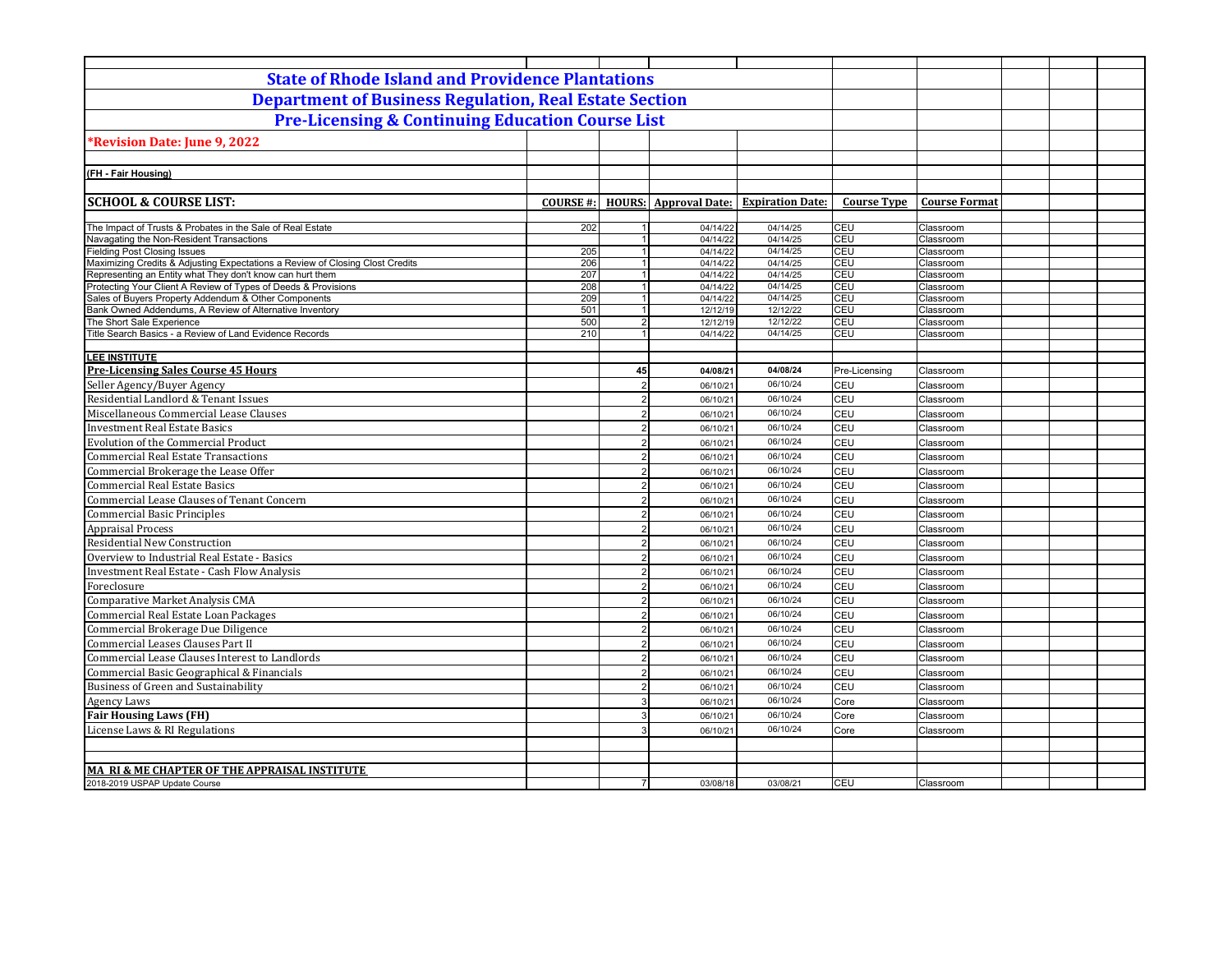# State of Rhode Island and Providence Plantations

## Department of Business Regulation, Real Estate Section

## Pre-Licensing & Continuing Education Course List

**\*Revision Date: June 9, 2022**

**(FH - Fair Housing)**

| SCHOOL & COURSE LIST: | COURSE #: | HOURS: | Approval Date: | Expiration Date: | Course Type | Course Format |
|---|---|---|---|---|---|---|
| The Impact of Trusts & Probates in the Sale of Real Estate | 202 | 1 | 04/14/22 | 04/14/25 | CEU | Classroom |
| Navagating the Non-Resident Transactions | | 1 | 04/14/22 | 04/14/25 | CEU | Classroom |
| Fielding Post Closing Issues | 205 | 1 | 04/14/22 | 04/14/25 | CEU | Classroom |
| Maximizing Credits & Adjusting Expectations a Review of Closing Clost Credits | 206 | 1 | 04/14/22 | 04/14/25 | CEU | Classroom |
| Representing an Entity what They don't know can hurt them | 207 | 1 | 04/14/22 | 04/14/25 | CEU | Classroom |
| Protecting Your Client A Review of Types of Deeds & Provisions | 208 | 1 | 04/14/22 | 04/14/25 | CEU | Classroom |
| Sales of Buyers Property Addendum & Other Components | 209 | 1 | 04/14/22 | 04/14/25 | CEU | Classroom |
| Bank Owned Addendums, A Review of Alternative Inventory | 501 | 1 | 12/12/19 | 12/12/22 | CEU | Classroom |
| The Short Sale Experience | 500 | 2 | 12/12/19 | 12/12/22 | CEU | Classroom |
| Title Search Basics - a Review of Land Evidence Records | 210 | 1 | 04/14/22 | 04/14/25 | CEU | Classroom |
| **LEE INSTITUTE** | | | | | | |
| **Pre-Licensing Sales Course 45 Hours** | | **45** | **04/08/21** | **04/08/24** | Pre-Licensing | Classroom |
| Seller Agency/Buyer Agency | | 2 | 06/10/21 | 06/10/24 | CEU | Classroom |
| Residential Landlord & Tenant Issues | | 2 | 06/10/21 | 06/10/24 | CEU | Classroom |
| Miscellaneous Commercial Lease Clauses | | 2 | 06/10/21 | 06/10/24 | CEU | Classroom |
| Investment Real Estate Basics | | 2 | 06/10/21 | 06/10/24 | CEU | Classroom |
| Evolution of the Commercial Product | | 2 | 06/10/21 | 06/10/24 | CEU | Classroom |
| Commercial Real Estate Transactions | | 2 | 06/10/21 | 06/10/24 | CEU | Classroom |
| Commercial Brokerage the Lease Offer | | 2 | 06/10/21 | 06/10/24 | CEU | Classroom |
| Commercial Real Estate Basics | | 2 | 06/10/21 | 06/10/24 | CEU | Classroom |
| Commercial Lease Clauses of Tenant Concern | | 2 | 06/10/21 | 06/10/24 | CEU | Classroom |
| Commercial Basic Principles | | 2 | 06/10/21 | 06/10/24 | CEU | Classroom |
| Appraisal Process | | 2 | 06/10/21 | 06/10/24 | CEU | Classroom |
| Residential New Construction | | 2 | 06/10/21 | 06/10/24 | CEU | Classroom |
| Overview to Industrial Real Estate - Basics | | 2 | 06/10/21 | 06/10/24 | CEU | Classroom |
| Investment Real Estate - Cash Flow Analysis | | 2 | 06/10/21 | 06/10/24 | CEU | Classroom |
| Foreclosure | | 2 | 06/10/21 | 06/10/24 | CEU | Classroom |
| Comparative Market Analysis CMA | | 2 | 06/10/21 | 06/10/24 | CEU | Classroom |
| Commercial Real Estate Loan Packages | | 2 | 06/10/21 | 06/10/24 | CEU | Classroom |
| Commercial Brokerage Due Diligence | | 2 | 06/10/21 | 06/10/24 | CEU | Classroom |
| Commercial Leases Clauses Part II | | 2 | 06/10/21 | 06/10/24 | CEU | Classroom |
| Commercial Lease Clauses Interest to Landlords | | 2 | 06/10/21 | 06/10/24 | CEU | Classroom |
| Commercial Basic Geographical & Financials | | 2 | 06/10/21 | 06/10/24 | CEU | Classroom |
| Business of Green and Sustainability | | 2 | 06/10/21 | 06/10/24 | CEU | Classroom |
| Agency Laws | | 3 | 06/10/21 | 06/10/24 | Core | Classroom |
| **Fair Housing Laws (FH)** | | 3 | 06/10/21 | 06/10/24 | Core | Classroom |
| License Laws & RI Regulations | | 3 | 06/10/21 | 06/10/24 | Core | Classroom |
| **MA RI & ME CHAPTER OF THE APPRAISAL INSTITUTE** | | | | | | |
| 2018-2019 USPAP Update Course | | 7 | 03/08/18 | 03/08/21 | CEU | Classroom |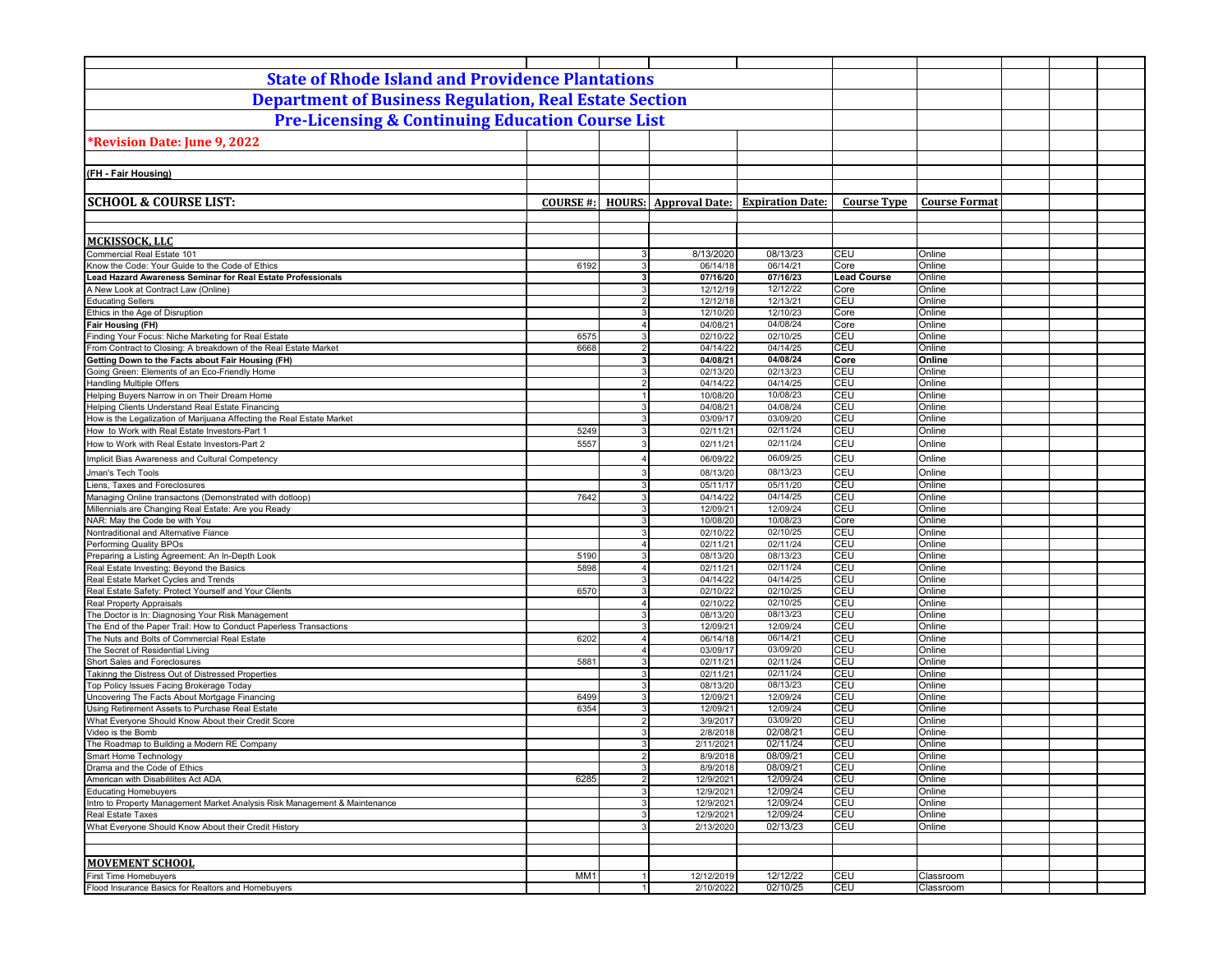# State of Rhode Island and Providence Plantations

## Department of Business Regulation, Real Estate Section

## Pre-Licensing & Continuing Education Course List

**\*Revision Date: June 9, 2022**

**(FH - Fair Housing)**

| SCHOOL & COURSE LIST: | COURSE #: | HOURS: | Approval Date: | Expiration Date: | Course Type | Course Format |
|---|---|---|---|---|---|---|
| **MCKISSOCK, LLC** | | | | | | |
| Commercial Real Estate 101 | | 3 | 8/13/2020 | 08/13/23 | CEU | Online |
| Know the Code: Your Guide to the Code of Ethics | 6192 | 3 | 06/14/18 | 06/14/21 | Core | Online |
| **Lead Hazard Awareness Seminar for Real Estate Professionals** | | **3** | **07/16/20** | **07/16/23** | **Lead Course** | Online |
| A New Look at Contract Law (Online) | | 3 | 12/12/19 | 12/12/22 | Core | Online |
| Educating Sellers | | 2 | 12/12/18 | 12/13/21 | CEU | Online |
| Ethics in the Age of Disruption | | 3 | 12/10/20 | 12/10/23 | Core | Online |
| **Fair Housing (FH)** | | 4 | 04/08/21 | 04/08/24 | Core | Online |
| Finding Your Focus: Niche Marketing for Real Estate | 6575 | 3 | 02/10/22 | 02/10/25 | CEU | Online |
| From Contract to Closing: A breakdown of the Real Estate Market | 6668 | 2 | 04/14/22 | 04/14/25 | CEU | Online |
| **Getting Down to the Facts about Fair Housing (FH)** | | **3** | **04/08/21** | **04/08/24** | **Core** | **Online** |
| Going Green: Elements of an Eco-Friendly Home | | 3 | 02/13/20 | 02/13/23 | CEU | Online |
| Handling Multiple Offers | | 2 | 04/14/22 | 04/14/25 | CEU | Online |
| Helping Buyers Narrow in on Their Dream Home | | 1 | 10/08/20 | 10/08/23 | CEU | Online |
| Helping Clients Understand Real Estate Financing | | 3 | 04/08/21 | 04/08/24 | CEU | Online |
| How is the Legalization of Marijuana Affecting the Real Estate Market | | 3 | 03/09/17 | 03/09/20 | CEU | Online |
| How to Work with Real Estate Investors-Part 1 | 5249 | 3 | 02/11/21 | 02/11/24 | CEU | Online |
| How to Work with Real Estate Investors-Part 2 | 5557 | 3 | 02/11/21 | 02/11/24 | CEU | Online |
| Implicit Bias Awareness and Cultural Competency | | 4 | 06/09/22 | 06/09/25 | CEU | Online |
| Jman's Tech Tools | | 3 | 08/13/20 | 08/13/23 | CEU | Online |
| Liens, Taxes and Foreclosures | | 3 | 05/11/17 | 05/11/20 | CEU | Online |
| Managing Online transactons (Demonstrated with dotloop) | 7642 | 3 | 04/14/22 | 04/14/25 | CEU | Online |
| Millennials are Changing Real Estate: Are you Ready | | 3 | 12/09/21 | 12/09/24 | CEU | Online |
| NAR: May the Code be with You | | 3 | 10/08/20 | 10/08/23 | Core | Online |
| Nontraditional and Alternative Fiance | | 3 | 02/10/22 | 02/10/25 | CEU | Online |
| Performing Quality BPOs | | 4 | 02/11/21 | 02/11/24 | CEU | Online |
| Preparing a Listing Agreement: An In-Depth Look | 5190 | 3 | 08/13/20 | 08/13/23 | CEU | Online |
| Real Estate Investing: Beyond the Basics | 5898 | 4 | 02/11/21 | 02/11/24 | CEU | Online |
| Real Estate Market Cycles and Trends | | 3 | 04/14/22 | 04/14/25 | CEU | Online |
| Real Estate Safety: Protect Yourself and Your Clients | 6570 | 3 | 02/10/22 | 02/10/25 | CEU | Online |
| Real Property Appraisals | | 4 | 02/10/22 | 02/10/25 | CEU | Online |
| The Doctor is In: Diagnosing Your Risk Management | | 3 | 08/13/20 | 08/13/23 | CEU | Online |
| The End of the Paper Trail: How to Conduct Paperless Transactions | | 3 | 12/09/21 | 12/09/24 | CEU | Online |
| The Nuts and Bolts of Commercial Real Estate | 6202 | 4 | 06/14/18 | 06/14/21 | CEU | Online |
| The Secret of Residential Living | | 4 | 03/09/17 | 03/09/20 | CEU | Online |
| Short Sales and Foreclosures | 5881 | 3 | 02/11/21 | 02/11/24 | CEU | Online |
| Takinng the Distress Out of Distressed Properties | | 3 | 02/11/21 | 02/11/24 | CEU | Online |
| Top Policy Issues Facing Brokerage Today | | 3 | 08/13/20 | 08/13/23 | CEU | Online |
| Uncovering The Facts About Mortgage Financing | 6499 | 3 | 12/09/21 | 12/09/24 | CEU | Online |
| Using Retirement Assets to Purchase Real Estate | 6354 | 3 | 12/09/21 | 12/09/24 | CEU | Online |
| What Everyone Should Know About their Credit Score | | 2 | 3/9/2017 | 03/09/20 | CEU | Online |
| Video is the Bomb | | 3 | 2/8/2018 | 02/08/21 | CEU | Online |
| The Roadmap to Building a Modern RE Company | | 3 | 2/11/2021 | 02/11/24 | CEU | Online |
| Smart Home Technology | | 2 | 8/9/2018 | 08/09/21 | CEU | Online |
| Drama and the Code of Ethics | | 3 | 8/9/2018 | 08/09/21 | CEU | Online |
| American with Disabililites Act ADA | 6285 | 2 | 12/9/2021 | 12/09/24 | CEU | Online |
| Educating Homebuyers | | 3 | 12/9/2021 | 12/09/24 | CEU | Online |
| Intro to Property Management Market Analysis Risk Management & Maintenance | | 3 | 12/9/2021 | 12/09/24 | CEU | Online |
| Real Estate Taxes | | 3 | 12/9/2021 | 12/09/24 | CEU | Online |
| What Everyone Should Know About their Credit History | | 3 | 2/13/2020 | 02/13/23 | CEU | Online |
| **MOVEMENT SCHOOL** | | | | | | |
| First Time Homebuyers | MM1 | 1 | 12/12/2019 | 12/12/22 | CEU | Classroom |
| Flood Insurance Basics for Realtors and Homebuyers | | 1 | 2/10/2022 | 02/10/25 | CEU | Classroom |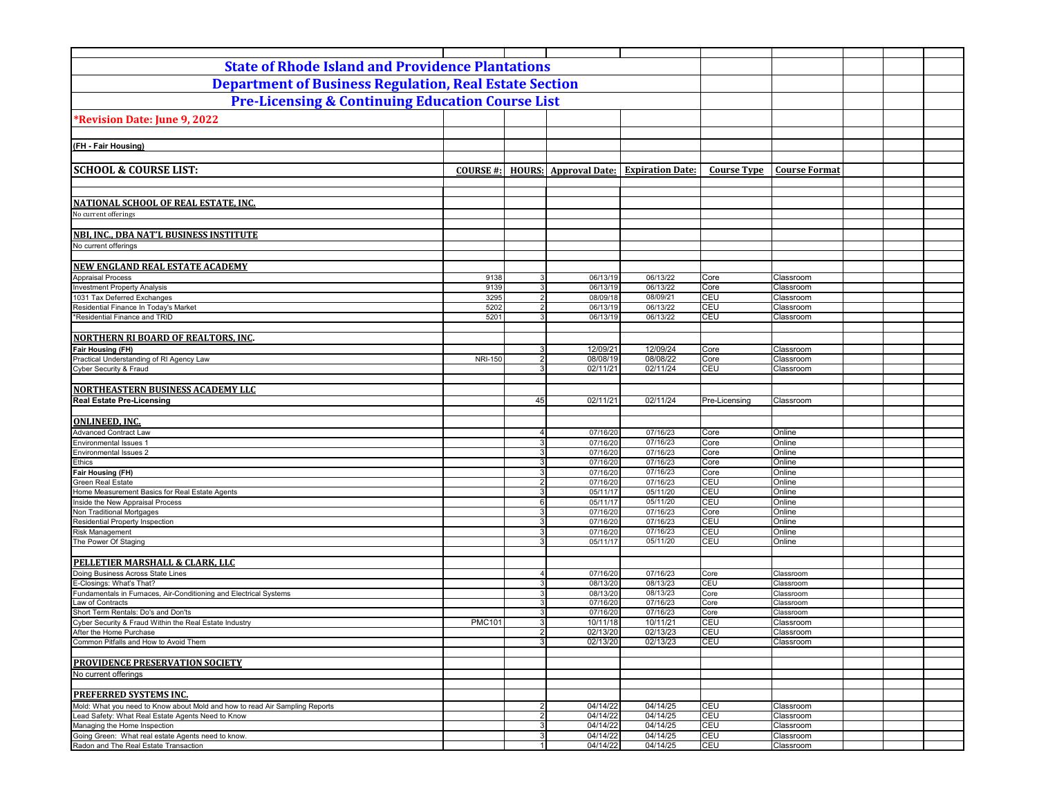# State of Rhode Island and Providence Plantations

## Department of Business Regulation, Real Estate Section

## Pre-Licensing & Continuing Education Course List

**\*Revision Date: June 9, 2022**

**(FH - Fair Housing)**

| SCHOOL & COURSE LIST: | COURSE #: | HOURS: | Approval Date: | Expiration Date: | Course Type | Course Format |
|---|---|---|---|---|---|---|
| **NATIONAL SCHOOL OF REAL ESTATE, INC.** | | | | | | |
| No current offerings | | | | | | |
| **NBI, INC., DBA NAT'L BUSINESS INSTITUTE** | | | | | | |
| No current offerings | | | | | | |
| **NEW ENGLAND REAL ESTATE ACADEMY** | | | | | | |
| Appraisal Process | 9138 | 3 | 06/13/19 | 06/13/22 | Core | Classroom |
| Investment Property Analysis | 9139 | 3 | 06/13/19 | 06/13/22 | Core | Classroom |
| 1031 Tax Deferred Exchanges | 3295 | 2 | 08/09/18 | 08/09/21 | CEU | Classroom |
| Residential Finance In Today's Market | 5202 | 2 | 06/13/19 | 06/13/22 | CEU | Classroom |
| *Residential Finance and TRID | 5201 | 3 | 06/13/19 | 06/13/22 | CEU | Classroom |
| **NORTHERN RI BOARD OF REALTORS, INC.** | | | | | | |
| **Fair Housing (FH)** | | 3 | 12/09/21 | 12/09/24 | Core | Classroom |
| Practical Understanding of RI Agency Law | NRI-150 | 2 | 08/08/19 | 08/08/22 | Core | Classroom |
| Cyber Security & Fraud | | 3 | 02/11/21 | 02/11/24 | CEU | Classroom |
| **NORTHEASTERN BUSINESS ACADEMY LLC** | | | | | | |
| **Real Estate Pre-Licensing** | | 45 | 02/11/21 | 02/11/24 | Pre-Licensing | Classroom |
| **ONLINEED, INC.** | | | | | | |
| Advanced Contract Law | | 4 | 07/16/20 | 07/16/23 | Core | Online |
| Environmental Issues 1 | | 3 | 07/16/20 | 07/16/23 | Core | Online |
| Environmental Issues 2 | | 3 | 07/16/20 | 07/16/23 | Core | Online |
| Ethics | | 3 | 07/16/20 | 07/16/23 | Core | Online |
| **Fair Housing (FH)** | | 3 | 07/16/20 | 07/16/23 | Core | Online |
| Green Real Estate | | 2 | 07/16/20 | 07/16/23 | CEU | Online |
| Home Measurement Basics for Real Estate Agents | | 3 | 05/11/17 | 05/11/20 | CEU | Online |
| Inside the New Appraisal Process | | 6 | 05/11/17 | 05/11/20 | CEU | Online |
| Non Traditional Mortgages | | 3 | 07/16/20 | 07/16/23 | Core | Online |
| Residential Property Inspection | | 3 | 07/16/20 | 07/16/23 | CEU | Online |
| Risk Management | | 3 | 07/16/20 | 07/16/23 | CEU | Online |
| The Power Of Staging | | 3 | 05/11/17 | 05/11/20 | CEU | Online |
| **PELLETIER MARSHALL & CLARK, LLC** | | | | | | |
| Doing Business Across State Lines | | 4 | 07/16/20 | 07/16/23 | Core | Classroom |
| E-Closings: What's That? | | 3 | 08/13/20 | 08/13/23 | CEU | Classroom |
| Fundamentals in Furnaces, Air-Conditioning and Electrical Systems | | 3 | 08/13/20 | 08/13/23 | Core | Classroom |
| Law of Contracts | | 3 | 07/16/20 | 07/16/23 | Core | Classroom |
| Short Term Rentals: Do's and Don'ts | | 3 | 07/16/20 | 07/16/23 | Core | Classroom |
| Cyber Security & Fraud Within the Real Estate Industry | PMC101 | 3 | 10/11/18 | 10/11/21 | CEU | Classroom |
| After the Home Purchase | | 2 | 02/13/20 | 02/13/23 | CEU | Classroom |
| Common Pitfalls and How to Avoid Them | | 3 | 02/13/20 | 02/13/23 | CEU | Classroom |
| **PROVIDENCE PRESERVATION SOCIETY** | | | | | | |
| No current offerings | | | | | | |
| **PREFERRED SYSTEMS INC.** | | | | | | |
| Mold: What you need to Know about Mold and how to read Air Sampling Reports | | 2 | 04/14/22 | 04/14/25 | CEU | Classroom |
| Lead Safety: What Real Estate Agents Need to Know | | 2 | 04/14/22 | 04/14/25 | CEU | Classroom |
| Managing the Home Inspection | | 3 | 04/14/22 | 04/14/25 | CEU | Classroom |
| Going Green: What real estate Agents need to know. | | 3 | 04/14/22 | 04/14/25 | CEU | Classroom |
| Radon and The Real Estate Transaction | | 1 | 04/14/22 | 04/14/25 | CEU | Classroom |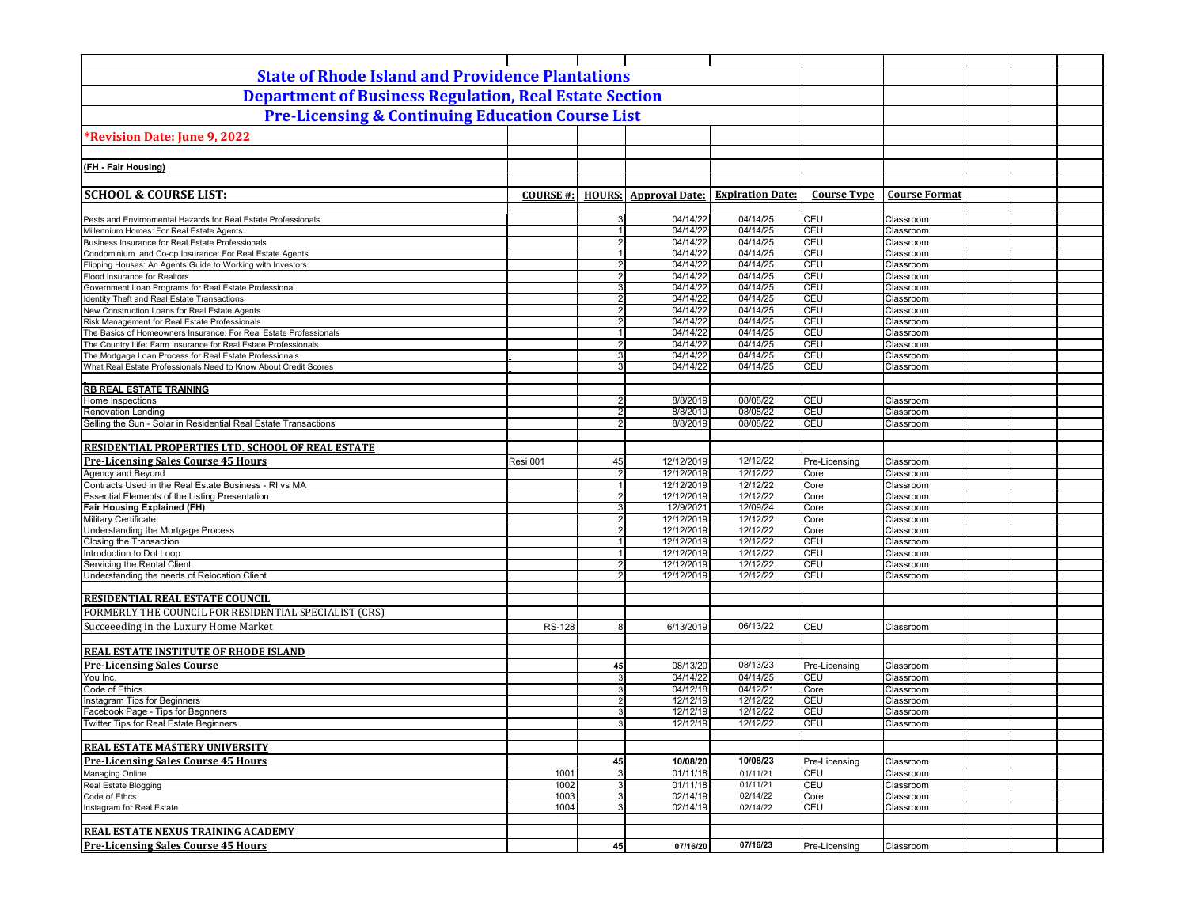## State of Rhode Island and Providence Plantations

## Department of Business Regulation, Real Estate Section

## Pre-Licensing & Continuing Education Course List

**\*Revision Date: June 9, 2022**

**(FH - Fair Housing)**

| SCHOOL & COURSE LIST: | COURSE #: | HOURS: | Approval Date: | Expiration Date: | Course Type | Course Format |
|---|---|---|---|---|---|---|
| Pests and Envirnomental Hazards for Real Estate Professionals | | 3 | 04/14/22 | 04/14/25 | CEU | Classroom |
| Millennium Homes: For Real Estate Agents | | 1 | 04/14/22 | 04/14/25 | CEU | Classroom |
| Business Insurance for Real Estate Professionals | | 2 | 04/14/22 | 04/14/25 | CEU | Classroom |
| Condominium and Co-op Insurance: For Real Estate Agents | | 1 | 04/14/22 | 04/14/25 | CEU | Classroom |
| Flipping Houses: An Agents Guide to Working with Investors | | 2 | 04/14/22 | 04/14/25 | CEU | Classroom |
| Flood Insurance for Realtors | | 2 | 04/14/22 | 04/14/25 | CEU | Classroom |
| Government Loan Programs for Real Estate Professional | | 3 | 04/14/22 | 04/14/25 | CEU | Classroom |
| Identity Theft and Real Estate Transactions | | 2 | 04/14/22 | 04/14/25 | CEU | Classroom |
| New Construction Loans for Real Estate Agents | | 2 | 04/14/22 | 04/14/25 | CEU | Classroom |
| Risk Management for Real Estate Professionals | | 2 | 04/14/22 | 04/14/25 | CEU | Classroom |
| The Basics of Homeowners Insurance: For Real Estate Professionals | | 1 | 04/14/22 | 04/14/25 | CEU | Classroom |
| The Country Life: Farm Insurance for Real Estate Professionals | | 2 | 04/14/22 | 04/14/25 | CEU | Classroom |
| The Mortgage Loan Process for Real Estate Professionals | | 3 | 04/14/22 | 04/14/25 | CEU | Classroom |
| What Real Estate Professionals Need to Know About Credit Scores | | 3 | 04/14/22 | 04/14/25 | CEU | Classroom |
| | | | | | | |
| **RB REAL ESTATE TRAINING** | | | | | | |
| Home Inspections | | 2 | 8/8/2019 | 08/08/22 | CEU | Classroom |
| Renovation Lending | | 2 | 8/8/2019 | 08/08/22 | CEU | Classroom |
| Selling the Sun - Solar in Residential Real Estate Transactions | | 2 | 8/8/2019 | 08/08/22 | CEU | Classroom |
| | | | | | | |
| **RESIDENTIAL PROPERTIES LTD. SCHOOL OF REAL ESTATE** | | | | | | |
| **Pre-Licensing Sales Course 45 Hours** | Resi 001 | 45 | 12/12/2019 | 12/12/22 | Pre-Licensing | Classroom |
| Agency and Beyond | | 2 | 12/12/2019 | 12/12/22 | Core | Classroom |
| Contracts Used in the Real Estate Business - RI vs MA | | 1 | 12/12/2019 | 12/12/22 | Core | Classroom |
| Essential Elements of the Listing Presentation | | 2 | 12/12/2019 | 12/12/22 | Core | Classroom |
| **Fair Housing Explained (FH)** | | 3 | 12/9/2021 | 12/09/24 | Core | Classroom |
| Military Certificate | | 2 | 12/12/2019 | 12/12/22 | Core | Classroom |
| Understanding the Mortgage Process | | 2 | 12/12/2019 | 12/12/22 | Core | Classroom |
| Closing the Transaction | | 1 | 12/12/2019 | 12/12/22 | CEU | Classroom |
| Introduction to Dot Loop | | 1 | 12/12/2019 | 12/12/22 | CEU | Classroom |
| Servicing the Rental Client | | 2 | 12/12/2019 | 12/12/22 | CEU | Classroom |
| Understanding the needs of Relocation Client | | 2 | 12/12/2019 | 12/12/22 | CEU | Classroom |
| | | | | | | |
| **RESIDENTIAL REAL ESTATE COUNCIL** | | | | | | |
| FORMERLY THE COUNCIL FOR RESIDENTIAL SPECIALIST (CRS) | | | | | | |
| Succeeeding in the Luxury Home Market | RS-128 | 8 | 6/13/2019 | 06/13/22 | CEU | Classroom |
| | | | | | | |
| **REAL ESTATE INSTITUTE OF RHODE ISLAND** | | | | | | |
| **Pre-Licensing Sales Course** | | 45 | 08/13/20 | 08/13/23 | Pre-Licensing | Classroom |
| You Inc. | | 3 | 04/14/22 | 04/14/25 | CEU | Classroom |
| Code of Ethics | | 3 | 04/12/18 | 04/12/21 | Core | Classroom |
| Instagram Tips for Beginners | | 2 | 12/12/19 | 12/12/22 | CEU | Classroom |
| Facebook Page - Tips for Begnners | | 3 | 12/12/19 | 12/12/22 | CEU | Classroom |
| Twitter Tips for Real Estate Beginners | | 3 | 12/12/19 | 12/12/22 | CEU | Classroom |
| | | | | | | |
| **REAL ESTATE MASTERY UNIVERSITY** | | | | | | |
| **Pre-Licensing Sales Course 45 Hours** | | 45 | 10/08/20 | 10/08/23 | Pre-Licensing | Classroom |
| Managing Online | 1001 | 3 | 01/11/18 | 01/11/21 | CEU | Classroom |
| Real Estate Blogging | 1002 | 3 | 01/11/18 | 01/11/21 | CEU | Classroom |
| Code of Ethcs | 1003 | 3 | 02/14/19 | 02/14/22 | Core | Classroom |
| Instagram for Real Estate | 1004 | 3 | 02/14/19 | 02/14/22 | CEU | Classroom |
| | | | | | | |
| **REAL ESTATE NEXUS TRAINING ACADEMY** | | | | | | |
| **Pre-Licensing Sales Course 45 Hours** | | 45 | 07/16/20 | 07/16/23 | Pre-Licensing | Classroom |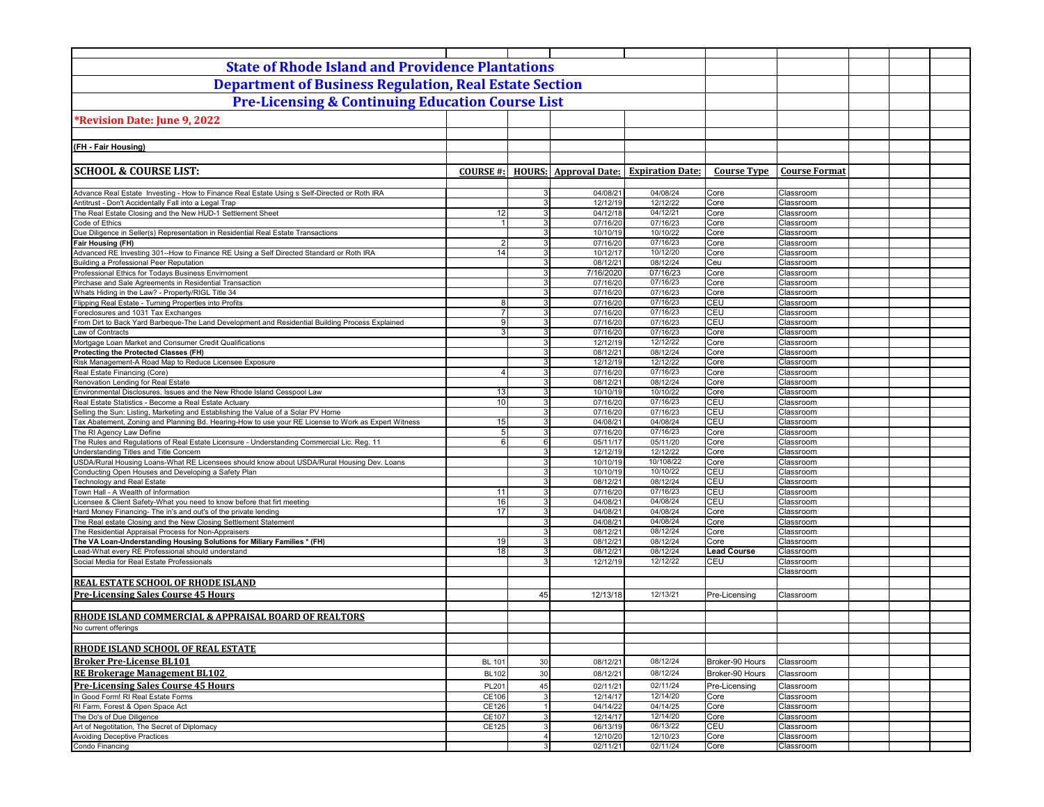# State of Rhode Island and Providence Plantations

## Department of Business Regulation, Real Estate Section

## Pre-Licensing & Continuing Education Course List

**\*Revision Date: June 9, 2022**

**(FH - Fair Housing)**

| SCHOOL & COURSE LIST: | COURSE #: | HOURS: | Approval Date: | Expiration Date: | Course Type | Course Format |
|---|---|---|---|---|---|---|
| Advance Real Estate Investing - How to Finance Real Estate Using s Self-Directed or Roth IRA | | 3 | 04/08/21 | 04/08/24 | Core | Classroom |
| Antitrust - Don't Accidentally Fall into a Legal Trap | | 3 | 12/12/19 | 12/12/22 | Core | Classroom |
| The Real Estate Closing and the New HUD-1 Settlement Sheet | 12 | 3 | 04/12/18 | 04/12/21 | Core | Classroom |
| Code of Ethics | 1 | 3 | 07/16/20 | 07/16/23 | Core | Classroom |
| Due Diligence in Seller(s) Representation in Residential Real Estate Transactions | | 3 | 10/10/19 | 10/10/22 | Core | Classroom |
| **Fair Housing (FH)** | 2 | 3 | 07/16/20 | 07/16/23 | Core | Classroom |
| Advanced RE Investing 301--How to Finance RE Using a Self Directed Standard or Roth IRA | 14 | 3 | 10/12/17 | 10/12/20 | Core | Classroom |
| Building a Professional Peer Reputation | | 3 | 08/12/21 | 08/12/24 | Ceu | Classroom |
| Professional Ethics for Todays Business Envirnoment | | 3 | 7/16/2020 | 07/16/23 | Core | Classroom |
| Pirchase and Sale Agreements in Residential Transaction | | 3 | 07/16/20 | 07/16/23 | Core | Classroom |
| Whats Hiding in the Law? - Property/RIGL Title 34 | | 3 | 07/16/20 | 07/16/23 | Core | Classroom |
| Flipping Real Estate - Turning Properties into Profits | 8 | 3 | 07/16/20 | 07/16/23 | CEU | Classroom |
| Foreclosures and 1031 Tax Exchanges | 7 | 3 | 07/16/20 | 07/16/23 | CEU | Classroom |
| From Dirt to Back Yard Barbeque-The Land Development and Residential Building Process Explained | 9 | 3 | 07/16/20 | 07/16/23 | CEU | Classroom |
| Law of Contracts | 3 | 3 | 07/16/20 | 07/16/23 | Core | Classroom |
| Mortgage Loan Market and Consumer Credit Qualifications | | 3 | 12/12/19 | 12/12/22 | Core | Classroom |
| **Protecting the Protected Classes (FH)** | | 3 | 08/12/21 | 08/12/24 | Core | Classroom |
| Risk Management-A Road Map to Reduce Licensee Exposure | | 3 | 12/12/19 | 12/12/22 | Core | Classroom |
| Real Estate Financing (Core) | 4 | 3 | 07/16/20 | 07/16/23 | Core | Classroom |
| Renovation Lending for Real Estate | | 3 | 08/12/21 | 08/12/24 | Core | Classroom |
| Environmental Disclosures, Issues and the New Rhode Island Cesspool Law | 13 | 3 | 10/10/19 | 10/10/22 | Core | Classroom |
| Real Estate Statistics - Become a Real Estate Actuary | 10 | 3 | 07/16/20 | 07/16/23 | CEU | Classroom |
| Selling the Sun: Listing, Marketing and Establishing the Value of a Solar PV Home | | 3 | 07/16/20 | 07/16/23 | CEU | Classroom |
| Tax Abatement, Zoning and Planning Bd. Hearing-How to use your RE License to Work as Expert Witness | 15 | 3 | 04/08/21 | 04/08/24 | CEU | Classroom |
| The RI Agency Law Define | 5 | 3 | 07/16/20 | 07/16/23 | Core | Classroom |
| The Rules and Regulations of Real Estate Licensure - Understanding Commercial Lic. Reg. 11 | 6 | 6 | 05/11/17 | 05/11/20 | Core | Classroom |
| Understanding Titles and Title Concern | | 3 | 12/12/19 | 12/12/22 | Core | Classroom |
| USDA/Rural Housing Loans-What RE Licensees should know about USDA/Rural Housing Dev. Loans | | 3 | 10/10/19 | 10/108/22 | Core | Classroom |
| Conducting Open Houses and Developing a Safety Plan | | 3 | 10/10/19 | 10/10/22 | CEU | Classroom |
| Technology and Real Estate | | 3 | 08/12/21 | 08/12/24 | CEU | Classroom |
| Town Hall - A Wealth of Information | 11 | 3 | 07/16/20 | 07/16/23 | CEU | Classroom |
| Licensee & Client Safety-What you need to know before that firt meeting | 16 | 3 | 04/08/21 | 04/08/24 | CEU | Classroom |
| Hard Money Financing- The in's and out's of the private lending | 17 | 3 | 04/08/21 | 04/08/24 | Core | Classroom |
| The Real estate Closing and the New Closing Settlement Statement | | 3 | 04/08/21 | 04/08/24 | Core | Classroom |
| The Residential Appraisal Process for Non-Appraisers | | 3 | 08/12/21 | 08/12/24 | Core | Classroom |
| **The VA Loan-Understanding Housing Solutions for Miliary Families \* (FH)** | 19 | 3 | 08/12/21 | 08/12/24 | Core | Classroom |
| Lead-What every RE Professional should understand | 18 | 3 | 08/12/21 | 08/12/24 | **Lead Course** | Classroom |
| Social Media for Real Estate Professionals | | 3 | 12/12/19 | 12/12/22 | CEU | Classroom |
| | | | | | | Classroom |
| **REAL ESTATE SCHOOL OF RHODE ISLAND** | | | | | | |
| **Pre-Licensing Sales Course 45 Hours** | | 45 | 12/13/18 | 12/13/21 | Pre-Licensing | Classroom |
| | | | | | | |
| **RHODE ISLAND COMMERCIAL & APPRAISAL BOARD OF REALTORS** | | | | | | |
| No current offerings | | | | | | |
| | | | | | | |
| **RHODE ISLAND SCHOOL OF REAL ESTATE** | | | | | | |
| **Broker Pre-License BL101** | BL 101 | 30 | 08/12/21 | 08/12/24 | Broker-90 Hours | Classroom |
| **RE Brokerage Management BL102** | BL102 | 30 | 08/12/21 | 08/12/24 | Broker-90 Hours | Classroom |
| **Pre-Licensing Sales Course 45 Hours** | PL201 | 45 | 02/11/21 | 02/11/24 | Pre-Licensing | Classroom |
| In Good Form! RI Real Estate Forms | CE106 | 3 | 12/14/17 | 12/14/20 | Core | Classroom |
| RI Farm, Forest & Open Space Act | CE126 | 1 | 04/14/22 | 04/14/25 | Core | Classroom |
| The Do's of Due Diligence | CE107 | 3 | 12/14/17 | 12/14/20 | Core | Classroom |
| Art of Negotitation, The Secret of Diplomacy | CE125 | 3 | 06/13/19 | 06/13/22 | CEU | Classroom |
| Avoiding Deceptive Practices | | 4 | 12/10/20 | 12/10/23 | Core | Classroom |
| Condo Financing | | 3 | 02/11/21 | 02/11/24 | Core | Classroom |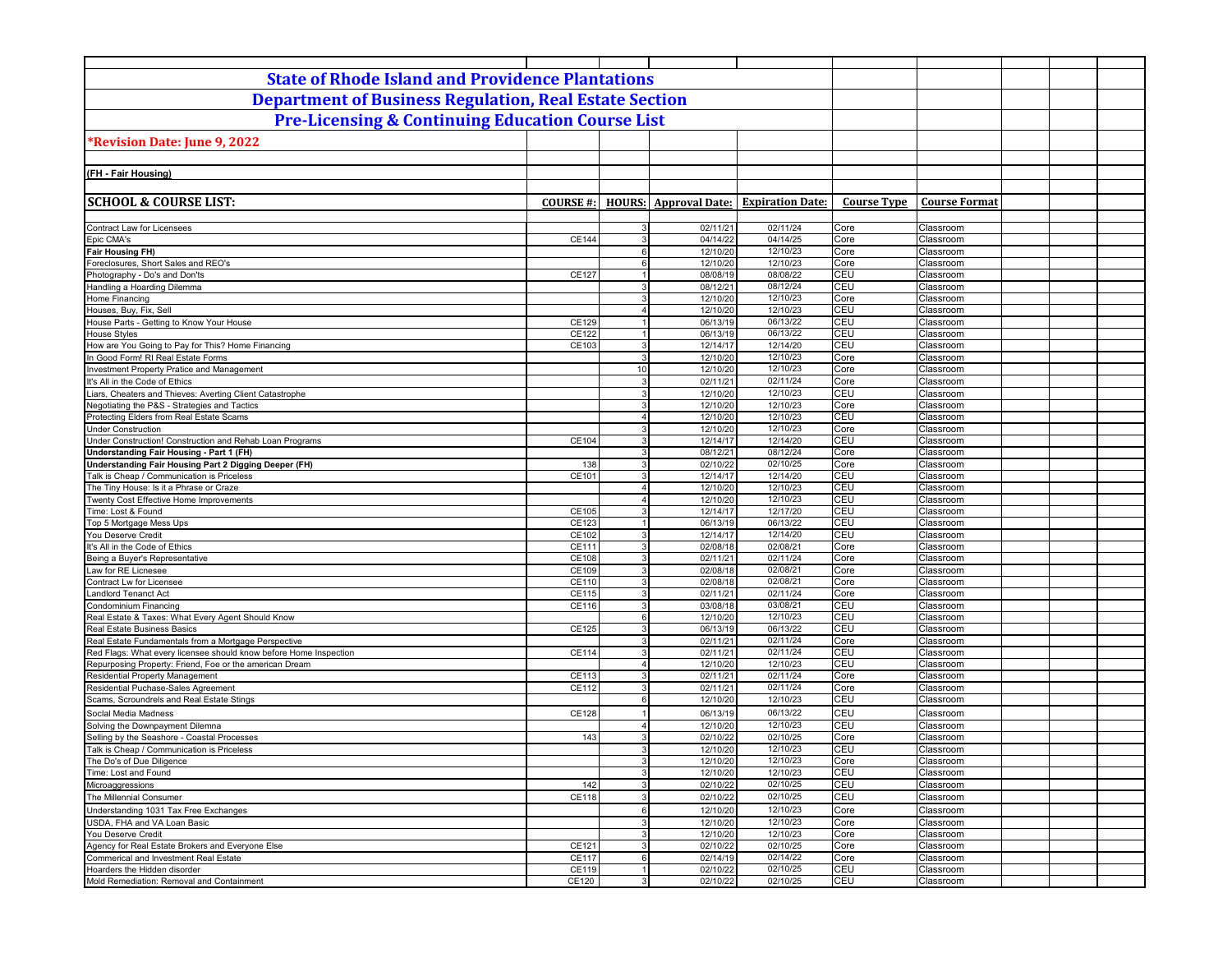# State of Rhode Island and Providence Plantations

## Department of Business Regulation, Real Estate Section

## Pre-Licensing & Continuing Education Course List

**\*Revision Date: June 9, 2022**

**(FH - Fair Housing)**

| SCHOOL & COURSE LIST: | COURSE #: | HOURS: | Approval Date: | Expiration Date: | Course Type | Course Format |
|---|---|---|---|---|---|---|
| Contract Law for Licensees | | 3 | 02/11/21 | 02/11/24 | Core | Classroom |
| Epic CMA's | CE144 | 3 | 04/14/22 | 04/14/25 | Core | Classroom |
| **Fair Housing FH)** | | 6 | 12/10/20 | 12/10/23 | Core | Classroom |
| Foreclosures, Short Sales and REO's | | 6 | 12/10/20 | 12/10/23 | Core | Classroom |
| Photography - Do's and Don'ts | CE127 | 1 | 08/08/19 | 08/08/22 | CEU | Classroom |
| Handling a Hoarding Dilemma | | 3 | 08/12/21 | 08/12/24 | CEU | Classroom |
| Home Financing | | 3 | 12/10/20 | 12/10/23 | Core | Classroom |
| Houses, Buy, Fix, Sell | | 4 | 12/10/20 | 12/10/23 | CEU | Classroom |
| House Parts - Getting to Know Your House | CE129 | 1 | 06/13/19 | 06/13/22 | CEU | Classroom |
| House Styles | CE122 | 1 | 06/13/19 | 06/13/22 | CEU | Classroom |
| How are You Going to Pay for This? Home Financing | CE103 | 3 | 12/14/17 | 12/14/20 | CEU | Classroom |
| In Good Form! RI Real Estate Forms | | 3 | 12/10/20 | 12/10/23 | Core | Classroom |
| Investment Property Pratice and Management | | 10 | 12/10/20 | 12/10/23 | Core | Classroom |
| It's All in the Code of Ethics | | 3 | 02/11/21 | 02/11/24 | Core | Classroom |
| Liars, Cheaters and Thieves: Averting Client Catastrophe | | 3 | 12/10/20 | 12/10/23 | CEU | Classroom |
| Negotiating the P&S - Strategies and Tactics | | 3 | 12/10/20 | 12/10/23 | Core | Classroom |
| Protecting Elders from Real Estate Scams | | 4 | 12/10/20 | 12/10/23 | CEU | Classroom |
| Under Construction | | 3 | 12/10/20 | 12/10/23 | Core | Classroom |
| Under Construction! Construction and Rehab Loan Programs | CE104 | 3 | 12/14/17 | 12/14/20 | CEU | Classroom |
| **Understanding Fair Housing - Part 1 (FH)** | | 3 | 08/12/21 | 08/12/24 | Core | Classroom |
| **Understanding Fair Housing Part 2 Digging Deeper (FH)** | 138 | 3 | 02/10/22 | 02/10/25 | Core | Classroom |
| Talk is Cheap / Communication is Priceless | CE101 | 3 | 12/14/17 | 12/14/20 | CEU | Classroom |
| The Tiny House: Is it a Phrase or Craze | | 4 | 12/10/20 | 12/10/23 | CEU | Classroom |
| Twenty Cost Effective Home Improvements | | 4 | 12/10/20 | 12/10/23 | CEU | Classroom |
| Time: Lost & Found | CE105 | 3 | 12/14/17 | 12/17/20 | CEU | Classroom |
| Top 5 Mortgage Mess Ups | CE123 | 1 | 06/13/19 | 06/13/22 | CEU | Classroom |
| You Deserve Credit | CE102 | 3 | 12/14/17 | 12/14/20 | CEU | Classroom |
| It's All in the Code of Ethics | CE111 | 3 | 02/08/18 | 02/08/21 | Core | Classroom |
| Being a Buyer's Representative | CE108 | 3 | 02/11/21 | 02/11/24 | Core | Classroom |
| Law for RE Licnesee | CE109 | 3 | 02/08/18 | 02/08/21 | Core | Classroom |
| Contract Lw for Licensee | CE110 | 3 | 02/08/18 | 02/08/21 | Core | Classroom |
| Landlord Tenanct Act | CE115 | 3 | 02/11/21 | 02/11/24 | Core | Classroom |
| Condominium Financing | CE116 | 3 | 03/08/18 | 03/08/21 | CEU | Classroom |
| Real Estate & Taxes: What Every Agent Should Know | | 6 | 12/10/20 | 12/10/23 | CEU | Classroom |
| Real Estate Business Basics | CE125 | 3 | 06/13/19 | 06/13/22 | CEU | Classroom |
| Real Estate Fundamentals from a Mortgage Perspective | | 3 | 02/11/21 | 02/11/24 | Core | Classroom |
| Red Flags: What every licensee should know before Home Inspection | CE114 | 3 | 02/11/21 | 02/11/24 | CEU | Classroom |
| Repurposing Property: Friend, Foe or the american Dream | | 4 | 12/10/20 | 12/10/23 | CEU | Classroom |
| Residential Property Management | CE113 | 3 | 02/11/21 | 02/11/24 | Core | Classroom |
| Residential Puchase-Sales Agreement | CE112 | 3 | 02/11/21 | 02/11/24 | Core | Classroom |
| Scams, Scroundrels and Real Estate Stings | | 6 | 12/10/20 | 12/10/23 | CEU | Classroom |
| Social Media Madness | CE128 | 1 | 06/13/19 | 06/13/22 | CEU | Classroom |
| Solving the Downpayment Dilemna | | 4 | 12/10/20 | 12/10/23 | CEU | Classroom |
| Selling by the Seashore - Coastal Processes | 143 | 3 | 02/10/22 | 02/10/25 | Core | Classroom |
| Talk is Cheap / Communication is Priceless | | 3 | 12/10/20 | 12/10/23 | CEU | Classroom |
| The Do's of Due Diligence | | 3 | 12/10/20 | 12/10/23 | Core | Classroom |
| Time: Lost and Found | | 3 | 12/10/20 | 12/10/23 | CEU | Classroom |
| Microaggressions | 142 | 3 | 02/10/22 | 02/10/25 | CEU | Classroom |
| The Millennial Consumer | CE118 | 3 | 02/10/22 | 02/10/25 | CEU | Classroom |
| Understanding 1031 Tax Free Exchanges | | 6 | 12/10/20 | 12/10/23 | Core | Classroom |
| USDA, FHA and VA Loan Basic | | 3 | 12/10/20 | 12/10/23 | Core | Classroom |
| You Deserve Credit | | 3 | 12/10/20 | 12/10/23 | Core | Classroom |
| Agency for Real Estate Brokers and Everyone Else | CE121 | 3 | 02/10/22 | 02/10/25 | Core | Classroom |
| Commerical and Investment Real Estate | CE117 | 6 | 02/14/19 | 02/14/22 | Core | Classroom |
| Hoarders the Hidden disorder | CE119 | 1 | 02/10/22 | 02/10/25 | CEU | Classroom |
| Mold Remediation: Removal and Containment | CE120 | 3 | 02/10/22 | 02/10/25 | CEU | Classroom |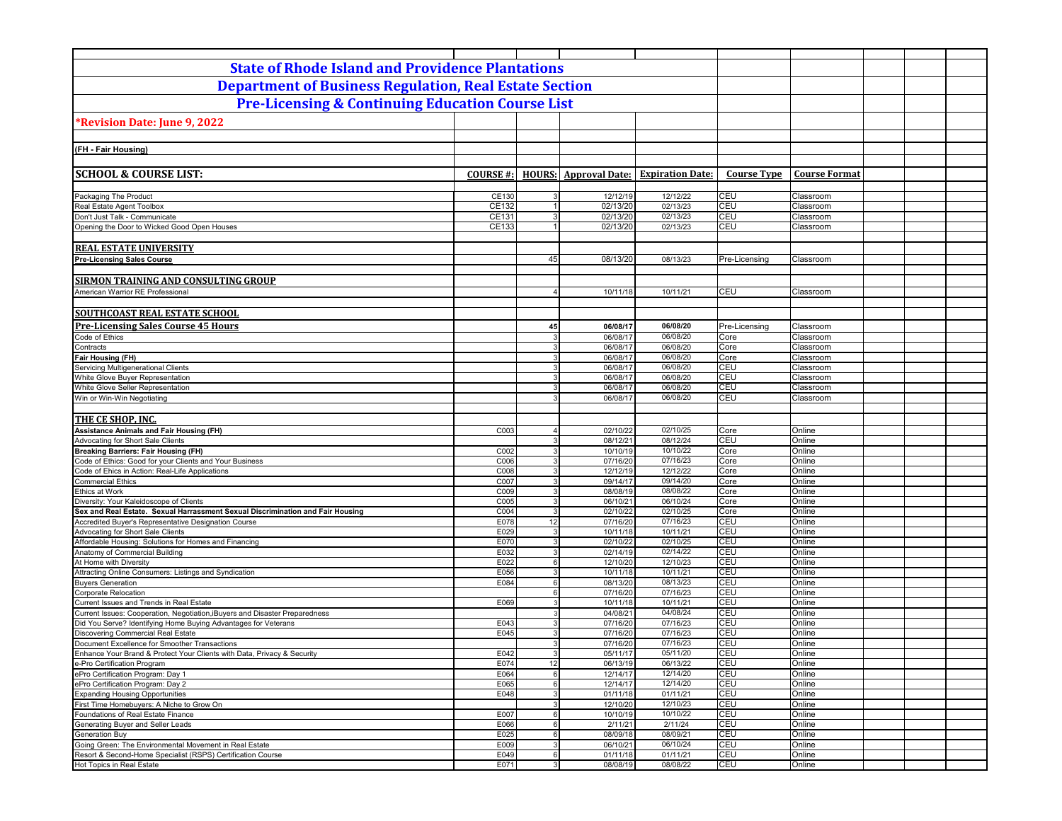# State of Rhode Island and Providence Plantations

## Department of Business Regulation, Real Estate Section

## Pre-Licensing & Continuing Education Course List

**\*Revision Date: June 9, 2022**

**(FH - Fair Housing)**

| SCHOOL & COURSE LIST: | COURSE #: | HOURS: | Approval Date: | Expiration Date: | Course Type | Course Format |
|---|---|---|---|---|---|---|
| Packaging The Product | CE130 | 3 | 12/12/19 | 12/12/22 | CEU | Classroom |
| Real Estate Agent Toolbox | CE132 | 1 | 02/13/20 | 02/13/23 | CEU | Classroom |
| Don't Just Talk - Communicate | CE131 | 3 | 02/13/20 | 02/13/23 | CEU | Classroom |
| Opening the Door to Wicked Good Open Houses | CE133 | 1 | 02/13/20 | 02/13/23 | CEU | Classroom |
| **REAL ESTATE UNIVERSITY** | | | | | | |
| **Pre-Licensing Sales Course** | | 45 | 08/13/20 | 08/13/23 | Pre-Licensing | Classroom |
| **SIRMON TRAINING AND CONSULTING GROUP** | | | | | | |
| American Warrior RE Professional | | 4 | 10/11/18 | 10/11/21 | CEU | Classroom |
| **SOUTHCOAST REAL ESTATE SCHOOL** | | | | | | |
| **Pre-Licensing Sales Course 45 Hours** | | **45** | **06/08/17** | **06/08/20** | Pre-Licensing | Classroom |
| Code of Ethics | | 3 | 06/08/17 | 06/08/20 | Core | Classroom |
| Contracts | | 3 | 06/08/17 | 06/08/20 | Core | Classroom |
| **Fair Housing (FH)** | | 3 | 06/08/17 | 06/08/20 | Core | Classroom |
| Servicing Multigenerational Clients | | 3 | 06/08/17 | 06/08/20 | CEU | Classroom |
| White Glove Buyer Representation | | 3 | 06/08/17 | 06/08/20 | CEU | Classroom |
| White Glove Seller Representation | | 3 | 06/08/17 | 06/08/20 | CEU | Classroom |
| Win or Win-Win Negotiating | | 3 | 06/08/17 | 06/08/20 | CEU | Classroom |
| **THE CE SHOP, INC.** | | | | | | |
| **Assistance Animals and Fair Housing (FH)** | C003 | 4 | 02/10/22 | 02/10/25 | Core | Online |
| Advocating for Short Sale Clients | | 3 | 08/12/21 | 08/12/24 | CEU | Online |
| **Breaking Barriers: Fair Housing (FH)** | C002 | 3 | 10/10/19 | 10/10/22 | Core | Online |
| Code of Ethics: Good for your Clients and Your Business | C006 | 3 | 07/16/20 | 07/16/23 | Core | Online |
| Code of Ehics in Action: Real-Life Applications | C008 | 3 | 12/12/19 | 12/12/22 | Core | Online |
| Commercial Ethics | C007 | 3 | 09/14/17 | 09/14/20 | Core | Online |
| Ethics at Work | C009 | 3 | 08/08/19 | 08/08/22 | Core | Online |
| Diversity: Your Kaleidoscope of Clients | C005 | 3 | 06/10/21 | 06/10/24 | Core | Online |
| **Sex and Real Estate. Sexual Harrassment Sexual Discrimination and Fair Housing** | C004 | 3 | 02/10/22 | 02/10/25 | Core | Online |
| Accredited Buyer's Representative Designation Course | E078 | 12 | 07/16/20 | 07/16/23 | CEU | Online |
| Advocating for Short Sale Clients | E029 | 3 | 10/11/18 | 10/11/21 | CEU | Online |
| Affordable Housing: Solutions for Homes and Financing | E070 | 3 | 02/10/22 | 02/10/25 | CEU | Online |
| Anatomy of Commercial Building | E032 | 3 | 02/14/19 | 02/14/22 | CEU | Online |
| At Home with Diversity | E022 | 6 | 12/10/20 | 12/10/23 | CEU | Online |
| Attracting Online Consumers: Listings and Syndication | E056 | 3 | 10/11/18 | 10/11/21 | CEU | Online |
| Buyers Generation | E084 | 6 | 08/13/20 | 08/13/23 | CEU | Online |
| Corporate Relocation | | 6 | 07/16/20 | 07/16/23 | CEU | Online |
| Current Issues and Trends in Real Estate | E069 | 3 | 10/11/18 | 10/11/21 | CEU | Online |
| Current Issues: Cooperation, Negotiation,iBuyers and Disaster Preparedness | | 3 | 04/08/21 | 04/08/24 | CEU | Online |
| Did You Serve? Identifying Home Buying Advantages for Veterans | E043 | 3 | 07/16/20 | 07/16/23 | CEU | Online |
| Discovering Commercial Real Estate | E045 | 3 | 07/16/20 | 07/16/23 | CEU | Online |
| Document Excellence for Smoother Transactions | | 3 | 07/16/20 | 07/16/23 | CEU | Online |
| Enhance Your Brand & Protect Your Clients with Data, Privacy & Security | E042 | 3 | 05/11/17 | 05/11/20 | CEU | Online |
| e-Pro Certification Program | E074 | 12 | 06/13/19 | 06/13/22 | CEU | Online |
| ePro Certification Program: Day 1 | E064 | 6 | 12/14/17 | 12/14/20 | CEU | Online |
| ePro Certification Program: Day 2 | E065 | 6 | 12/14/17 | 12/14/20 | CEU | Online |
| Expanding Housing Opportunities | E048 | 3 | 01/11/18 | 01/11/21 | CEU | Online |
| First Time Homebuyers: A Niche to Grow On | | 3 | 12/10/20 | 12/10/23 | CEU | Online |
| Foundations of Real Estate Finance | E007 | 6 | 10/10/19 | 10/10/22 | CEU | Online |
| Generating Buyer and Seller Leads | E066 | 6 | 2/11/21 | 2/11/24 | CEU | Online |
| Generation Buy | E025 | 6 | 08/09/18 | 08/09/21 | CEU | Online |
| Going Green: The Environmental Movement in Real Estate | E009 | 3 | 06/10/21 | 06/10/24 | CEU | Online |
| Resort & Second-Home Specialist (RSPS) Certification Course | E049 | 6 | 01/11/18 | 01/11/21 | CEU | Online |
| Hot Topics in Real Estate | E071 | 3 | 08/08/19 | 08/08/22 | CEU | Online |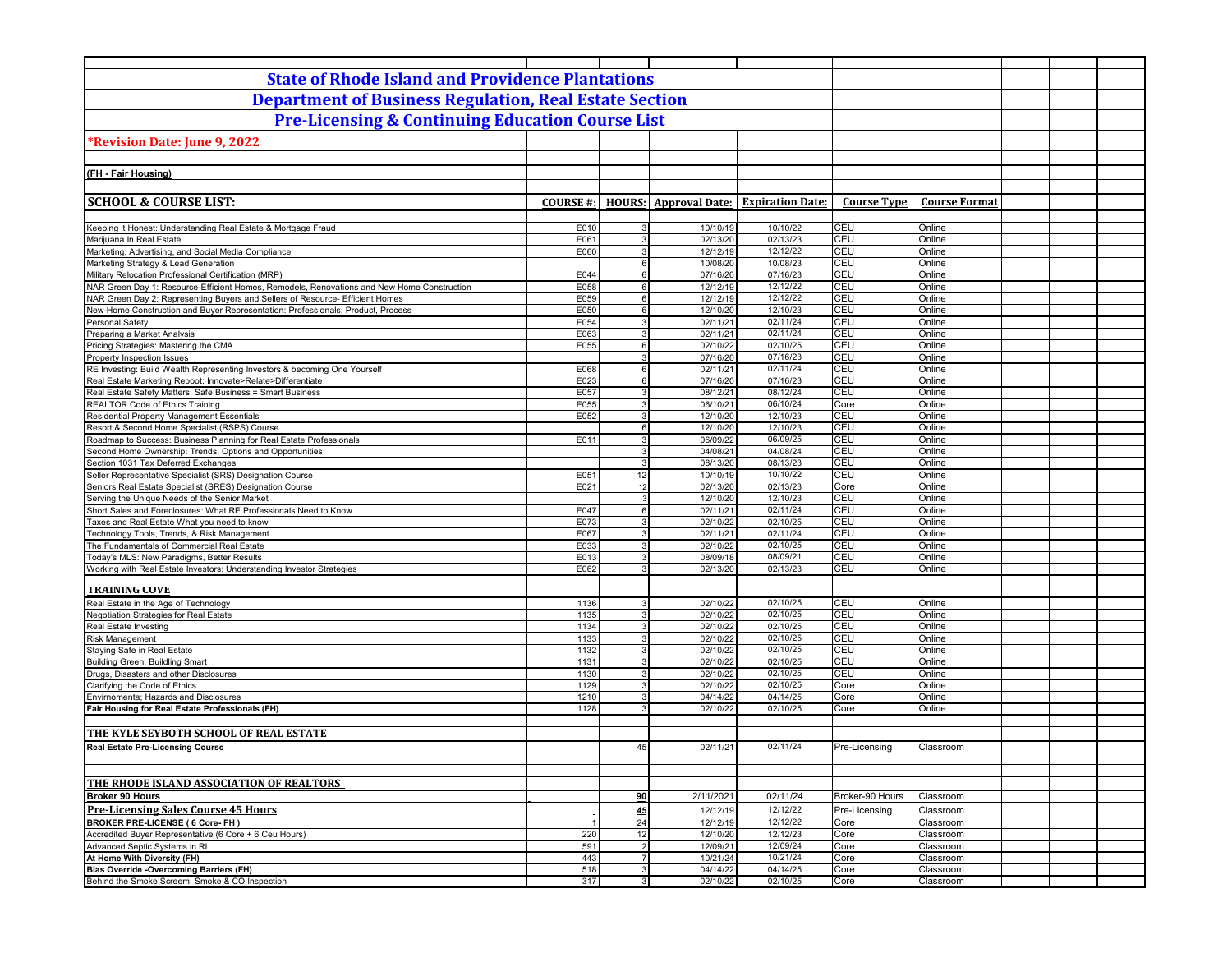# State of Rhode Island and Providence Plantations

## Department of Business Regulation, Real Estate Section

## Pre-Licensing & Continuing Education Course List

***Revision Date: June 9, 2022**

**(FH - Fair Housing)**

| SCHOOL & COURSE LIST: | COURSE #: | HOURS: | Approval Date: | Expiration Date: | Course Type | Course Format |
|---|---|---|---|---|---|---|
| Keeping it Honest: Understanding Real Estate & Mortgage Fraud | E010 | 3 | 10/10/19 | 10/10/22 | CEU | Online |
| Marijuana In Real Estate | E061 | 3 | 02/13/20 | 02/13/23 | CEU | Online |
| Marketing, Advertising, and Social Media Compliance | E060 | 3 | 12/12/19 | 12/12/22 | CEU | Online |
| Marketing Strategy & Lead Generation | | 6 | 10/08/20 | 10/08/23 | CEU | Online |
| Military Relocation Professional Certification (MRP) | E044 | 6 | 07/16/20 | 07/16/23 | CEU | Online |
| NAR Green Day 1: Resource-Efficient Homes, Remodels, Renovations and New Home Construction | E058 | 6 | 12/12/19 | 12/12/22 | CEU | Online |
| NAR Green Day 2: Representing Buyers and Sellers of Resource- Efficient Homes | E059 | 6 | 12/12/19 | 12/12/22 | CEU | Online |
| New-Home Construction and Buyer Representation: Professionals, Product, Process | E050 | 6 | 12/10/20 | 12/10/23 | CEU | Online |
| Personal Safety | E054 | 3 | 02/11/21 | 02/11/24 | CEU | Online |
| Preparing a Market Analysis | E063 | 3 | 02/11/21 | 02/11/24 | CEU | Online |
| Pricing Strategies: Mastering the CMA | E055 | 6 | 02/10/22 | 02/10/25 | CEU | Online |
| Property Inspection Issues | | 3 | 07/16/20 | 07/16/23 | CEU | Online |
| RE Investing: Build Wealth Representing Investors & becoming One Yourself | E068 | 6 | 02/11/21 | 02/11/24 | CEU | Online |
| Real Estate Marketing Reboot: Innovate>Relate>Differentiate | E023 | 6 | 07/16/20 | 07/16/23 | CEU | Online |
| Real Estate Safety Matters: Safe Business = Smart Business | E057 | 3 | 08/12/21 | 08/12/24 | CEU | Online |
| REALTOR Code of Ethics Training | E055 | 3 | 06/10/21 | 06/10/24 | Core | Online |
| Residential Property Management Essentials | E052 | 3 | 12/10/20 | 12/10/23 | CEU | Online |
| Resort & Second Home Specialist (RSPS) Course | | 6 | 12/10/20 | 12/10/23 | CEU | Online |
| Roadmap to Success: Business Planning for Real Estate Professionals | E011 | 3 | 06/09/22 | 06/09/25 | CEU | Online |
| Second Home Ownership: Trends, Options and Opportunities | | 3 | 04/08/21 | 04/08/24 | CEU | Online |
| Section 1031 Tax Deferred Exchanges | | 3 | 08/13/20 | 08/13/23 | CEU | Online |
| Seller Representative Specialist (SRS) Designation Course | E051 | 12 | 10/10/19 | 10/10/22 | CEU | Online |
| Seniors Real Estate Specialist (SRES) Designation Course | E021 | 12 | 02/13/20 | 02/13/23 | Core | Online |
| Serving the Unique Needs of the Senior Market | | 3 | 12/10/20 | 12/10/23 | CEU | Online |
| Short Sales and Foreclosures: What RE Professionals Need to Know | E047 | 6 | 02/11/21 | 02/11/24 | CEU | Online |
| Taxes and Real Estate What you need to know | E073 | 3 | 02/10/22 | 02/10/25 | CEU | Online |
| Technology Tools, Trends, & Risk Management | E067 | 3 | 02/11/21 | 02/11/24 | CEU | Online |
| The Fundamentals of Commercial Real Estate | E033 | 3 | 02/10/22 | 02/10/25 | CEU | Online |
| Today's MLS: New Paradigms, Better Results | E013 | 3 | 08/09/18 | 08/09/21 | CEU | Online |
| Working with Real Estate Investors: Understanding Investor Strategies | E062 | 3 | 02/13/20 | 02/13/23 | CEU | Online |
| **TRAINING COVE** | | | | | | |
| Real Estate in the Age of Technology | 1136 | 3 | 02/10/22 | 02/10/25 | CEU | Online |
| Negotiation Strategies for Real Estate | 1135 | 3 | 02/10/22 | 02/10/25 | CEU | Online |
| Real Estate Investing | 1134 | 3 | 02/10/22 | 02/10/25 | CEU | Online |
| Risk Management | 1133 | 3 | 02/10/22 | 02/10/25 | CEU | Online |
| Staying Safe in Real Estate | 1132 | 3 | 02/10/22 | 02/10/25 | CEU | Online |
| Building Green, Buildling Smart | 1131 | 3 | 02/10/22 | 02/10/25 | CEU | Online |
| Drugs, Disasters and other Disclosures | 1130 | 3 | 02/10/22 | 02/10/25 | CEU | Online |
| Clarifying the Code of Ethics | 1129 | 3 | 02/10/22 | 02/10/25 | Core | Online |
| Envirnomenta; Hazards and Disclosures | 1210 | 3 | 04/14/22 | 04/14/25 | Core | Online |
| **Fair Housing for Real Estate Professionals (FH)** | 1128 | 3 | 02/10/22 | 02/10/25 | Core | Online |
| **THE KYLE SEYBOTH SCHOOL OF REAL ESTATE** | | | | | | |
| **Real Estate Pre-Licensing Course** | | 45 | 02/11/21 | 02/11/24 | Pre-Licensing | Classroom |
| **THE RHODE ISLAND ASSOCIATION OF REALTORS** | | | | | | |
| **Broker 90 Hours** | | 90 | 2/11/2021 | 02/11/24 | Broker-90 Hours | Classroom |
| **Pre-Licensing Sales Course 45 Hours** | | 45 | 12/12/19 | 12/12/22 | Pre-Licensing | Classroom |
| **BROKER PRE-LICENSE ( 6 Core- FH )** | 1 | 24 | 12/12/19 | 12/12/22 | Core | Classroom |
| Accredited Buyer Representative (6 Core + 6 Ceu Hours) | 220 | 12 | 12/10/20 | 12/12/23 | Core | Classroom |
| Advanced Septic Systems in RI | 591 | 2 | 12/09/21 | 12/09/24 | Core | Classroom |
| **At Home With Diversity (FH)** | 443 | 7 | 10/21/24 | 10/21/24 | Core | Classroom |
| **Bias Override -Overcoming Barriers (FH)** | 518 | 3 | 04/14/22 | 04/14/25 | Core | Classroom |
| Behind the Smoke Screem: Smoke & CO Inspection | 317 | 3 | 02/10/22 | 02/10/25 | Core | Classroom |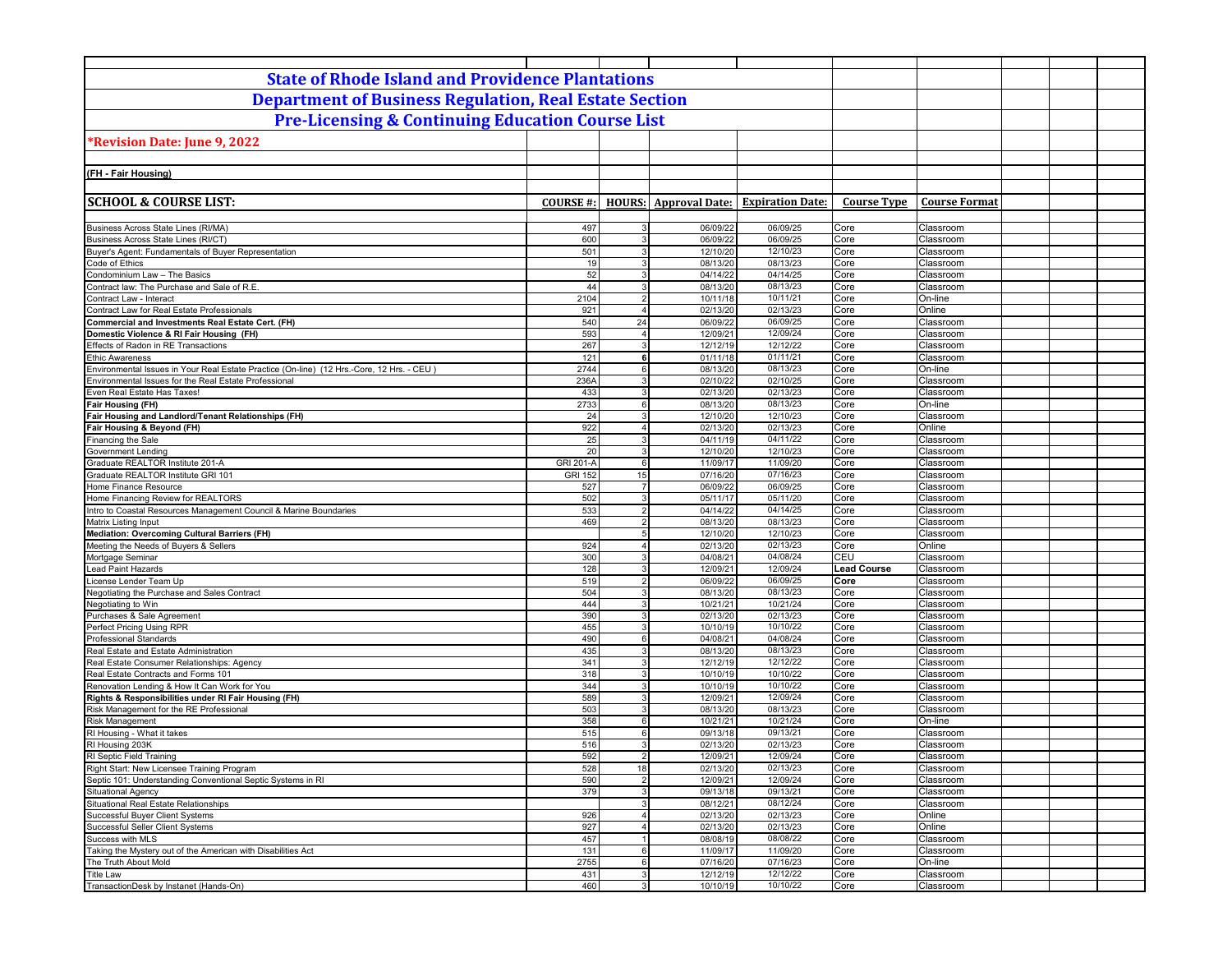# State of Rhode Island and Providence Plantations

## Department of Business Regulation, Real Estate Section

## Pre-Licensing & Continuing Education Course List

**\*Revision Date: June 9, 2022**

**(FH - Fair Housing)**

| SCHOOL & COURSE LIST: | COURSE #: | HOURS: | Approval Date: | Expiration Date: | Course Type | Course Format |
|---|---|---|---|---|---|---|
| Business Across State Lines (RI/MA) | 497 | 3 | 06/09/22 | 06/09/25 | Core | Classroom |
| Business Across State Lines (RI/CT) | 600 | 3 | 06/09/22 | 06/09/25 | Core | Classroom |
| Buyer's Agent: Fundamentals of Buyer Representation | 501 | 3 | 12/10/20 | 12/10/23 | Core | Classroom |
| Code of Ethics | 19 | 3 | 08/13/20 | 08/13/23 | Core | Classroom |
| Condominium Law – The Basics | 52 | 3 | 04/14/22 | 04/14/25 | Core | Classroom |
| Contract law: The Purchase and Sale of R.E. | 44 | 3 | 08/13/20 | 08/13/23 | Core | Classroom |
| Contract Law - Interact | 2104 | 2 | 10/11/18 | 10/11/21 | Core | On-line |
| Contract Law for Real Estate Professionals | 921 | 4 | 02/13/20 | 02/13/23 | Core | Online |
| **Commercial and Investments Real Estate Cert. (FH)** | 540 | 24 | 06/09/22 | 06/09/25 | Core | Classroom |
| **Domestic Violence & RI Fair Housing (FH)** | 593 | 4 | 12/09/21 | 12/09/24 | Core | Classroom |
| Effects of Radon in RE Transactions | 267 | 3 | 12/12/19 | 12/12/22 | Core | Classroom |
| Ethic Awareness | 121 | **6** | 01/11/18 | 01/11/21 | Core | Classroom |
| Environmental Issues in Your Real Estate Practice (On-line) (12 Hrs.-Core, 12 Hrs. - CEU ) | 2744 | 6 | 08/13/20 | 08/13/23 | Core | On-line |
| Environmental Issues for the Real Estate Professional | 236A | 3 | 02/10/22 | 02/10/25 | Core | Classroom |
| Even Real Estate Has Taxes! | 433 | 3 | 02/13/20 | 02/13/23 | Core | Classroom |
| **Fair Housing (FH)** | 2733 | 6 | 08/13/20 | 08/13/23 | Core | On-line |
| **Fair Housing and Landlord/Tenant Relationships (FH)** | 24 | 3 | 12/10/20 | 12/10/23 | Core | Classroom |
| **Fair Housing & Beyond (FH)** | 922 | 4 | 02/13/20 | 02/13/23 | Core | Online |
| Financing the Sale | 25 | 3 | 04/11/19 | 04/11/22 | Core | Classroom |
| Government Lending | 20 | 3 | 12/10/20 | 12/10/23 | Core | Classroom |
| Graduate REALTOR Institute 201-A | GRI 201-A | 6 | 11/09/17 | 11/09/20 | Core | Classroom |
| Graduate REALTOR Institute GRI 101 | GRI 152 | 15 | 07/16/20 | 07/16/23 | Core | Classroom |
| Home Finance Resource | 527 | 7 | 06/09/22 | 06/09/25 | Core | Classroom |
| Home Financing Review for REALTORS | 502 | 3 | 05/11/17 | 05/11/20 | Core | Classroom |
| Intro to Coastal Resources Management Council & Marine Boundaries | 533 | 2 | 04/14/22 | 04/14/25 | Core | Classroom |
| Matrix Listing Input | 469 | 2 | 08/13/20 | 08/13/23 | Core | Classroom |
| **Mediation: Overcoming Cultural Barriers (FH)** | | 5 | 12/10/20 | 12/10/23 | Core | Classroom |
| Meeting the Needs of Buyers & Sellers | 924 | 4 | 02/13/20 | 02/13/23 | Core | Online |
| Mortgage Seminar | 300 | 3 | 04/08/21 | 04/08/24 | CEU | Classroom |
| Lead Paint Hazards | 128 | 3 | 12/09/21 | 12/09/24 | **Lead Course** | Classroom |
| License Lender Team Up | 519 | 2 | 06/09/22 | 06/09/25 | **Core** | Classroom |
| Negotiating the Purchase and Sales Contract | 504 | 3 | 08/13/20 | 08/13/23 | Core | Classroom |
| Negotiating to Win | 444 | 3 | 10/21/21 | 10/21/24 | Core | Classroom |
| Purchases & Sale Agreement | 390 | 3 | 02/13/20 | 02/13/23 | Core | Classroom |
| Perfect Pricing Using RPR | 455 | 3 | 10/10/19 | 10/10/22 | Core | Classroom |
| Professional Standards | 490 | 6 | 04/08/21 | 04/08/24 | Core | Classroom |
| Real Estate and Estate Administration | 435 | 3 | 08/13/20 | 08/13/23 | Core | Classroom |
| Real Estate Consumer Relationships: Agency | 341 | 3 | 12/12/19 | 12/12/22 | Core | Classroom |
| Real Estate Contracts and Forms 101 | 318 | 3 | 10/10/19 | 10/10/22 | Core | Classroom |
| Renovation Lending & How It Can Work for You | 344 | 3 | 10/10/19 | 10/10/22 | Core | Classroom |
| **Rights & Responsibilities under RI Fair Housing (FH)** | 589 | 3 | 12/09/21 | 12/09/24 | Core | Classroom |
| Risk Management for the RE Professional | 503 | 3 | 08/13/20 | 08/13/23 | Core | Classroom |
| Risk Management | 358 | 6 | 10/21/21 | 10/21/24 | Core | On-line |
| RI Housing - What it takes | 515 | 6 | 09/13/18 | 09/13/21 | Core | Classroom |
| RI Housing 203K | 516 | 3 | 02/13/20 | 02/13/23 | Core | Classroom |
| RI Septic Field Training | 592 | 2 | 12/09/21 | 12/09/24 | Core | Classroom |
| Right Start: New Licensee Training Program | 528 | 18 | 02/13/20 | 02/13/23 | Core | Classroom |
| Septic 101: Understanding Conventional Septic Systems in RI | 590 | 2 | 12/09/21 | 12/09/24 | Core | Classroom |
| Situational Agency | 379 | 3 | 09/13/18 | 09/13/21 | Core | Classroom |
| Situational Real Estate Relationships | | 3 | 08/12/21 | 08/12/24 | Core | Classroom |
| Successful Buyer Client Systems | 926 | 4 | 02/13/20 | 02/13/23 | Core | Online |
| Successful Seller Client Systems | 927 | 4 | 02/13/20 | 02/13/23 | Core | Online |
| Success with MLS | 457 | 1 | 08/08/19 | 08/08/22 | Core | Classroom |
| Taking the Mystery out of the American with Disabilities Act | 131 | 6 | 11/09/17 | 11/09/20 | Core | Classroom |
| The Truth About Mold | 2755 | 6 | 07/16/20 | 07/16/23 | Core | On-line |
| Title Law | 431 | 3 | 12/12/19 | 12/12/22 | Core | Classroom |
| TransactionDesk by Instanet (Hands-On) | 460 | 3 | 10/10/19 | 10/10/22 | Core | Classroom |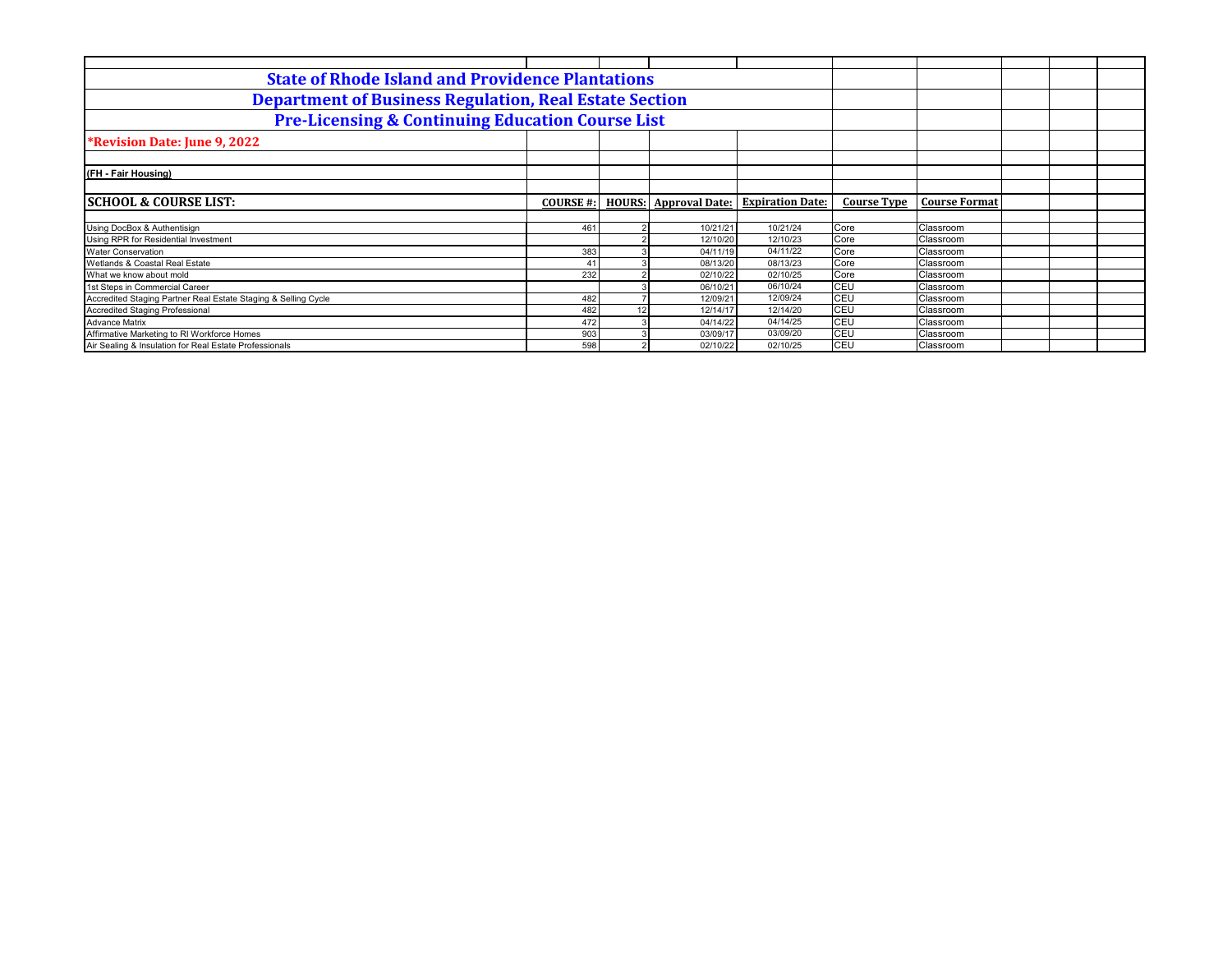## State of Rhode Island and Providence Plantations

## Department of Business Regulation, Real Estate Section

## Pre-Licensing & Continuing Education Course List

**\*Revision Date: June 9, 2022**

**(FH - Fair Housing)**

| SCHOOL & COURSE LIST: | COURSE #: | HOURS: | Approval Date: | Expiration Date: | Course Type | Course Format |
|---|---|---|---|---|---|---|
| Using DocBox & Authentisign | 461 | 2 | 10/21/21 | 10/21/24 | Core | Classroom |
| Using RPR for Residential Investment | | 2 | 12/10/20 | 12/10/23 | Core | Classroom |
| Water Conservation | 383 | 3 | 04/11/19 | 04/11/22 | Core | Classroom |
| Wetlands & Coastal Real Estate | 41 | 3 | 08/13/20 | 08/13/23 | Core | Classroom |
| What we know about mold | 232 | 2 | 02/10/22 | 02/10/25 | Core | Classroom |
| 1st Steps in Commercial Career | | 3 | 06/10/21 | 06/10/24 | CEU | Classroom |
| Accredited Staging Partner Real Estate Staging & Selling Cycle | 482 | 7 | 12/09/21 | 12/09/24 | CEU | Classroom |
| Accredited Staging Professional | 482 | 12 | 12/14/17 | 12/14/20 | CEU | Classroom |
| Advance Matrix | 472 | 3 | 04/14/22 | 04/14/25 | CEU | Classroom |
| Affirmative Marketing to RI Workforce Homes | 903 | 3 | 03/09/17 | 03/09/20 | CEU | Classroom |
| Air Sealing & Insulation for Real Estate Professionals | 598 | 2 | 02/10/22 | 02/10/25 | CEU | Classroom |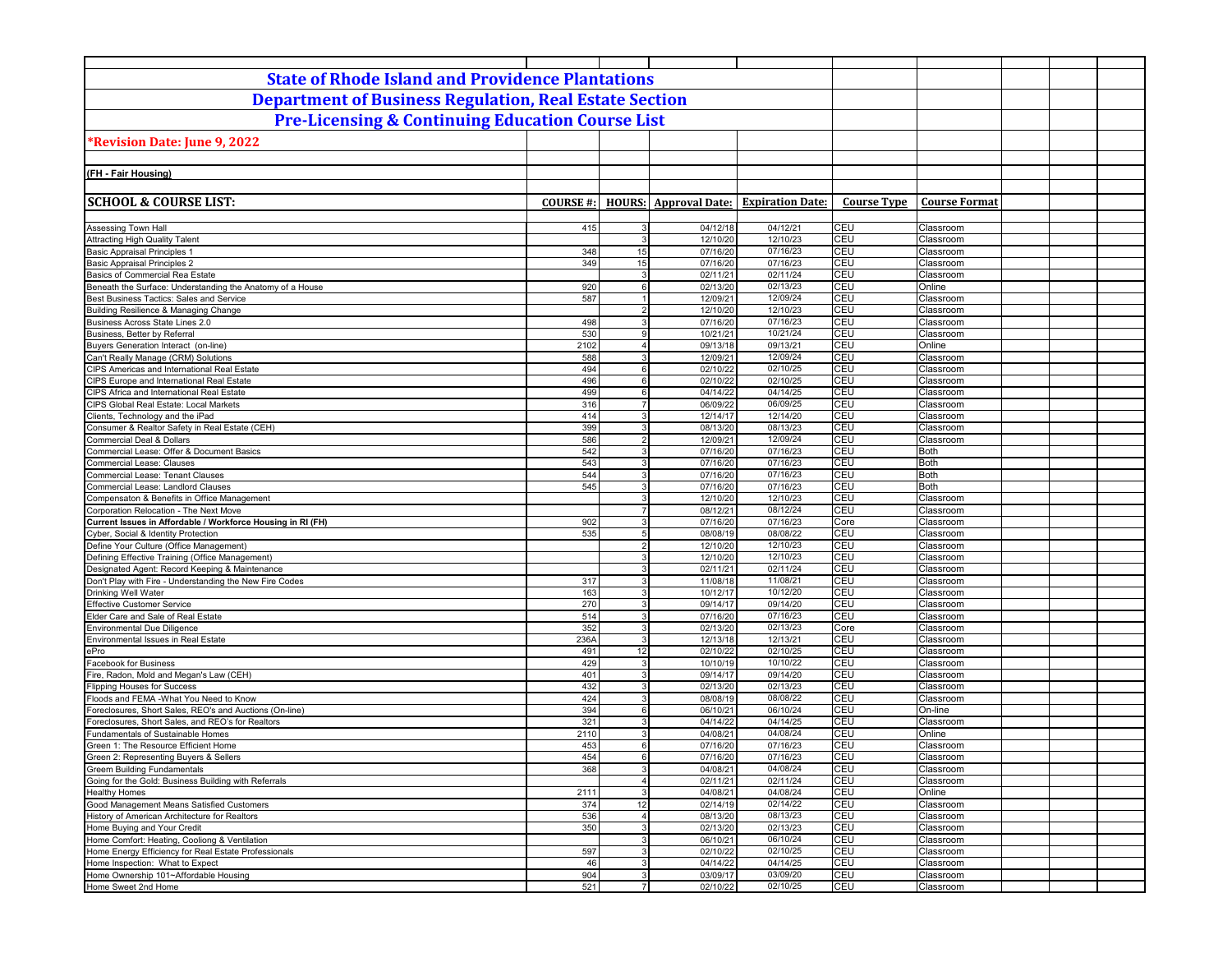# State of Rhode Island and Providence Plantations

## Department of Business Regulation, Real Estate Section

## Pre-Licensing & Continuing Education Course List

**\*Revision Date: June 9, 2022**

**(FH - Fair Housing)**

| SCHOOL & COURSE LIST: | COURSE #: | HOURS: | Approval Date: | Expiration Date: | Course Type | Course Format |
|---|---|---|---|---|---|---|
| Assessing Town Hall | 415 | 3 | 04/12/18 | 04/12/21 | CEU | Classroom |
| Attracting High Quality Talent | | 3 | 12/10/20 | 12/10/23 | CEU | Classroom |
| Basic Appraisal Principles 1 | 348 | 15 | 07/16/20 | 07/16/23 | CEU | Classroom |
| Basic Appraisal Principles 2 | 349 | 15 | 07/16/20 | 07/16/23 | CEU | Classroom |
| Basics of Commercial Rea Estate | | 3 | 02/11/21 | 02/11/24 | CEU | Classroom |
| Beneath the Surface: Understanding the Anatomy of a House | 920 | 6 | 02/13/20 | 02/13/23 | CEU | Online |
| Best Business Tactics: Sales and Service | 587 | 1 | 12/09/21 | 12/09/24 | CEU | Classroom |
| Building Resilience & Managing Change | | 2 | 12/10/20 | 12/10/23 | CEU | Classroom |
| Business Across State Lines 2.0 | 498 | 3 | 07/16/20 | 07/16/23 | CEU | Classroom |
| Business, Better by Referral | 530 | 9 | 10/21/21 | 10/21/24 | CEU | Classroom |
| Buyers Generation Interact (on-line) | 2102 | 4 | 09/13/18 | 09/13/21 | CEU | Online |
| Can't Really Manage (CRM) Solutions | 588 | 3 | 12/09/21 | 12/09/24 | CEU | Classroom |
| CIPS Americas and International Real Estate | 494 | 6 | 02/10/22 | 02/10/25 | CEU | Classroom |
| CIPS Europe and International Real Estate | 496 | 6 | 02/10/22 | 02/10/25 | CEU | Classroom |
| CIPS Africa and International Real Estate | 499 | 6 | 04/14/22 | 04/14/25 | CEU | Classroom |
| CIPS Global Real Estate: Local Markets | 316 | 7 | 06/09/22 | 06/09/25 | CEU | Classroom |
| Clients, Technology and the iPad | 414 | 3 | 12/14/17 | 12/14/20 | CEU | Classroom |
| Consumer & Realtor Safety in Real Estate (CEH) | 399 | 3 | 08/13/20 | 08/13/23 | CEU | Classroom |
| Commercial Deal & Dollars | 586 | 2 | 12/09/21 | 12/09/24 | CEU | Classroom |
| Commercial Lease: Offer & Document Basics | 542 | 3 | 07/16/20 | 07/16/23 | CEU | Both |
| Commercial Lease: Clauses | 543 | 3 | 07/16/20 | 07/16/23 | CEU | Both |
| Commercial Lease: Tenant Clauses | 544 | 3 | 07/16/20 | 07/16/23 | CEU | Both |
| Commercial Lease: Landlord Clauses | 545 | 3 | 07/16/20 | 07/16/23 | CEU | Both |
| Compensaton & Benefits in Office Management | | 3 | 12/10/20 | 12/10/23 | CEU | Classroom |
| Corporation Relocation - The Next Move | | 7 | 08/12/21 | 08/12/24 | CEU | Classroom |
| **Current Issues in Affordable / Workforce Housing in RI (FH)** | 902 | 3 | 07/16/20 | 07/16/23 | Core | Classroom |
| Cyber, Social & Identity Protection | 535 | 5 | 08/08/19 | 08/08/22 | CEU | Classroom |
| Define Your Culture (Office Management) | | 2 | 12/10/20 | 12/10/23 | CEU | Classroom |
| Defining Effective Training (Office Management) | | 3 | 12/10/20 | 12/10/23 | CEU | Classroom |
| Designated Agent: Record Keeping & Maintenance | | 3 | 02/11/21 | 02/11/24 | CEU | Classroom |
| Don't Play with Fire - Understanding the New Fire Codes | 317 | 3 | 11/08/18 | 11/08/21 | CEU | Classroom |
| Drinking Well Water | 163 | 3 | 10/12/17 | 10/12/20 | CEU | Classroom |
| Effective Customer Service | 270 | 3 | 09/14/17 | 09/14/20 | CEU | Classroom |
| Elder Care and Sale of Real Estate | 514 | 3 | 07/16/20 | 07/16/23 | CEU | Classroom |
| Environmental Due Diligence | 352 | 3 | 02/13/20 | 02/13/23 | Core | Classroom |
| Environmental Issues in Real Estate | 236A | 3 | 12/13/18 | 12/13/21 | CEU | Classroom |
| ePro | 491 | 12 | 02/10/22 | 02/10/25 | CEU | Classroom |
| Facebook for Business | 429 | 3 | 10/10/19 | 10/10/22 | CEU | Classroom |
| Fire, Radon, Mold and Megan's Law (CEH) | 401 | 3 | 09/14/17 | 09/14/20 | CEU | Classroom |
| Flipping Houses for Success | 432 | 3 | 02/13/20 | 02/13/23 | CEU | Classroom |
| Floods and FEMA -What You Need to Know | 424 | 3 | 08/08/19 | 08/08/22 | CEU | Classroom |
| Foreclosures, Short Sales, REO's and Auctions (On-line) | 394 | 6 | 06/10/21 | 06/10/24 | CEU | On-line |
| Foreclosures, Short Sales, and REO's for Realtors | 321 | 3 | 04/14/22 | 04/14/25 | CEU | Classroom |
| Fundamentals of Sustainable Homes | 2110 | 3 | 04/08/21 | 04/08/24 | CEU | Online |
| Green 1: The Resource Efficient Home | 453 | 6 | 07/16/20 | 07/16/23 | CEU | Classroom |
| Green 2: Representing Buyers & Sellers | 454 | 6 | 07/16/20 | 07/16/23 | CEU | Classroom |
| Greem Building Fundamentals | 368 | 3 | 04/08/21 | 04/08/24 | CEU | Classroom |
| Going for the Gold: Business Building with Referrals | | 4 | 02/11/21 | 02/11/24 | CEU | Classroom |
| Healthy Homes | 2111 | 3 | 04/08/21 | 04/08/24 | CEU | Online |
| Good Management Means Satisfied Customers | 374 | 12 | 02/14/19 | 02/14/22 | CEU | Classroom |
| History of American Architecture for Realtors | 536 | 4 | 08/13/20 | 08/13/23 | CEU | Classroom |
| Home Buying and Your Credit | 350 | 3 | 02/13/20 | 02/13/23 | CEU | Classroom |
| Home Comfort: Heating, Cooliong & Ventilation | | 3 | 06/10/21 | 06/10/24 | CEU | Classroom |
| Home Energy Efficiency for Real Estate Professionals | 597 | 3 | 02/10/22 | 02/10/25 | CEU | Classroom |
| Home Inspection: What to Expect | 46 | 3 | 04/14/22 | 04/14/25 | CEU | Classroom |
| Home Ownership 101~Affordable Housing | 904 | 3 | 03/09/17 | 03/09/20 | CEU | Classroom |
| Home Sweet 2nd Home | 521 | 7 | 02/10/22 | 02/10/25 | CEU | Classroom |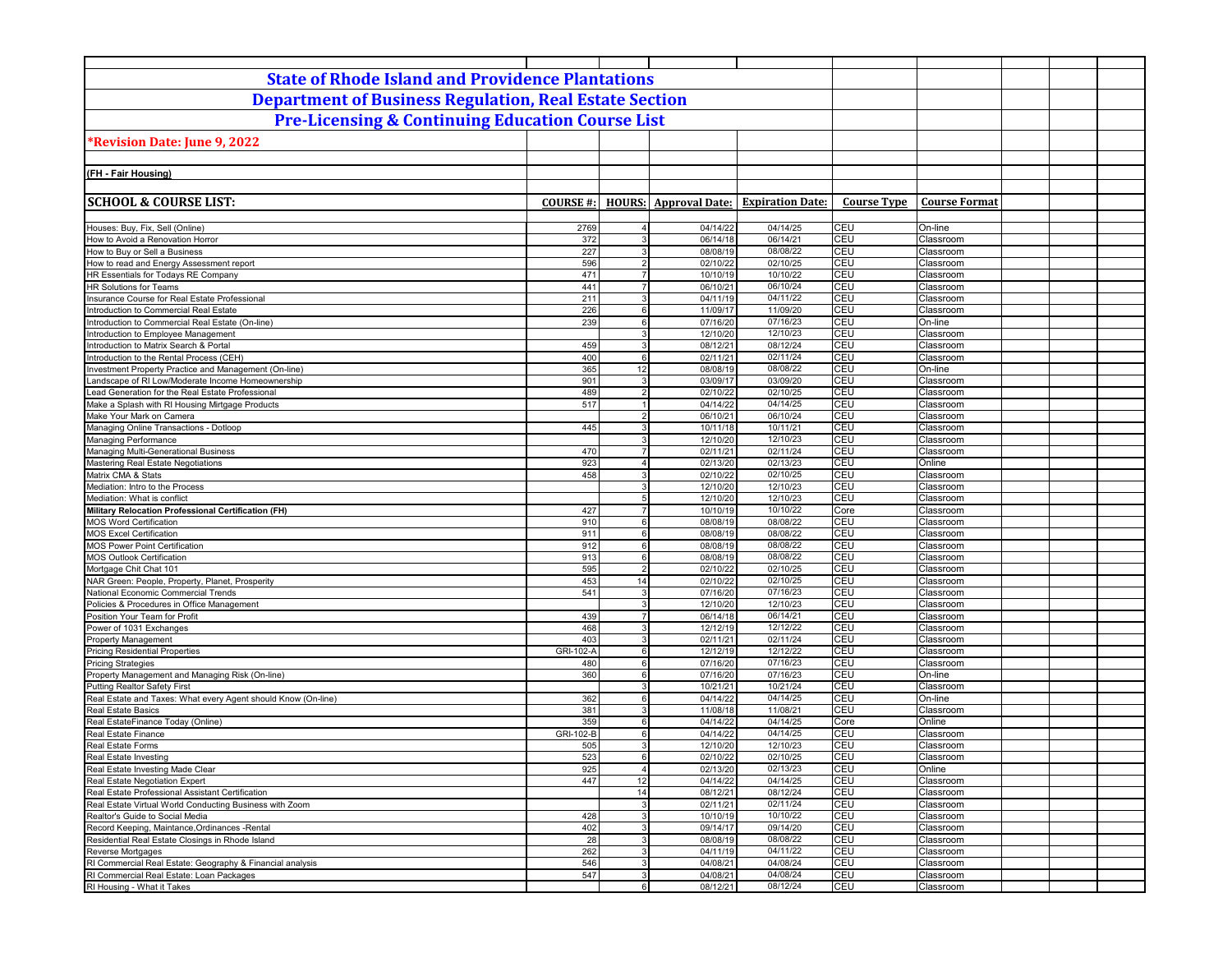# State of Rhode Island and Providence Plantations

## Department of Business Regulation, Real Estate Section

## Pre-Licensing & Continuing Education Course List

***Revision Date: June 9, 2022**

**(FH - Fair Housing)**

| SCHOOL & COURSE LIST: | COURSE #: | HOURS: | Approval Date: | Expiration Date: | Course Type | Course Format |
|---|---|---|---|---|---|---|
| Houses: Buy, Fix, Sell (Online) | 2769 | 4 | 04/14/22 | 04/14/25 | CEU | On-line |
| How to Avoid a Renovation Horror | 372 | 3 | 06/14/18 | 06/14/21 | CEU | Classroom |
| How to Buy or Sell a Business | 227 | 3 | 08/08/19 | 08/08/22 | CEU | Classroom |
| How to read and Energy Assessment report | 596 | 2 | 02/10/22 | 02/10/25 | CEU | Classroom |
| HR Essentials for Todays RE Company | 471 | 7 | 10/10/19 | 10/10/22 | CEU | Classroom |
| HR Solutions for Teams | 441 | 7 | 06/10/21 | 06/10/24 | CEU | Classroom |
| Insurance Course for Real Estate Professional | 211 | 3 | 04/11/19 | 04/11/22 | CEU | Classroom |
| Introduction to Commercial Real Estate | 226 | 6 | 11/09/17 | 11/09/20 | CEU | Classroom |
| Introduction to Commercial Real Estate (On-line) | 239 | 6 | 07/16/20 | 07/16/23 | CEU | On-line |
| Introduction to Employee Management | | 3 | 12/10/20 | 12/10/23 | CEU | Classroom |
| Introduction to Matrix Search & Portal | 459 | 3 | 08/12/21 | 08/12/24 | CEU | Classroom |
| Introduction to the Rental Process (CEH) | 400 | 6 | 02/11/21 | 02/11/24 | CEU | Classroom |
| Investment Property Practice and Management (On-line) | 365 | 12 | 08/08/19 | 08/08/22 | CEU | On-line |
| Landscape of RI Low/Moderate Income Homeownership | 901 | 3 | 03/09/17 | 03/09/20 | CEU | Classroom |
| Lead Generation for the Real Estate Professional | 489 | 2 | 02/10/22 | 02/10/25 | CEU | Classroom |
| Make a Splash with RI Housing Mirtgage Products | 517 | 1 | 04/14/22 | 04/14/25 | CEU | Classroom |
| Make Your Mark on Camera | | 2 | 06/10/21 | 06/10/24 | CEU | Classroom |
| Managing Online Transactions - Dotloop | 445 | 3 | 10/11/18 | 10/11/21 | CEU | Classroom |
| Managing Performance | | 3 | 12/10/20 | 12/10/23 | CEU | Classroom |
| Managing Multi-Generational Business | 470 | 7 | 02/11/21 | 02/11/24 | CEU | Classroom |
| Mastering Real Estate Negotiations | 923 | 4 | 02/13/20 | 02/13/23 | CEU | Online |
| Matrix CMA & Stats | 458 | 3 | 02/10/22 | 02/10/25 | CEU | Classroom |
| Mediation: Intro to the Process | | 3 | 12/10/20 | 12/10/23 | CEU | Classroom |
| Mediation: What is conflict | | 5 | 12/10/20 | 12/10/23 | CEU | Classroom |
| **Military Relocation Professional Certification (FH)** | 427 | 7 | 10/10/19 | 10/10/22 | Core | Classroom |
| MOS Word Certification | 910 | 6 | 08/08/19 | 08/08/22 | CEU | Classroom |
| MOS Excel Certification | 911 | 6 | 08/08/19 | 08/08/22 | CEU | Classroom |
| MOS Power Point Certification | 912 | 6 | 08/08/19 | 08/08/22 | CEU | Classroom |
| MOS Outlook Certification | 913 | 6 | 08/08/19 | 08/08/22 | CEU | Classroom |
| Mortgage Chit Chat 101 | 595 | 2 | 02/10/22 | 02/10/25 | CEU | Classroom |
| NAR Green: People, Property, Planet, Prosperity | 453 | 14 | 02/10/22 | 02/10/25 | CEU | Classroom |
| National Economic Commercial Trends | 541 | 3 | 07/16/20 | 07/16/23 | CEU | Classroom |
| Policies & Procedures in Office Management | | 3 | 12/10/20 | 12/10/23 | CEU | Classroom |
| Position Your Team for Profit | 439 | 7 | 06/14/18 | 06/14/21 | CEU | Classroom |
| Power of 1031 Exchanges | 468 | 3 | 12/12/19 | 12/12/22 | CEU | Classroom |
| Property Management | 403 | 3 | 02/11/21 | 02/11/24 | CEU | Classroom |
| Pricing Residential Properties | GRI-102-A | 6 | 12/12/19 | 12/12/22 | CEU | Classroom |
| Pricing Strategies | 480 | 6 | 07/16/20 | 07/16/23 | CEU | Classroom |
| Property Management and Managing Risk (On-line) | 360 | 6 | 07/16/20 | 07/16/23 | CEU | On-line |
| Putting Realtor Safety First | | 3 | 10/21/21 | 10/21/24 | CEU | Classroom |
| Real Estate and Taxes: What every Agent should Know (On-line) | 362 | 6 | 04/14/22 | 04/14/25 | CEU | On-line |
| Real Estate Basics | 381 | 3 | 11/08/18 | 11/08/21 | CEU | Classroom |
| Real EstateFinance Today (Online) | 359 | 6 | 04/14/22 | 04/14/25 | Core | Online |
| Real Estate Finance | GRI-102-B | 6 | 04/14/22 | 04/14/25 | CEU | Classroom |
| Real Estate Forms | 505 | 3 | 12/10/20 | 12/10/23 | CEU | Classroom |
| Real Estate Investing | 523 | 6 | 02/10/22 | 02/10/25 | CEU | Classroom |
| Real Estate Investing Made Clear | 925 | 4 | 02/13/20 | 02/13/23 | CEU | Online |
| Real Estate Negotiation Expert | 447 | 12 | 04/14/22 | 04/14/25 | CEU | Classroom |
| Real Estate Professional Assistant Certification | | 14 | 08/12/21 | 08/12/24 | CEU | Classroom |
| Real Estate Virtual World Conducting Business with Zoom | | 3 | 02/11/21 | 02/11/24 | CEU | Classroom |
| Realtor's Guide to Social Media | 428 | 3 | 10/10/19 | 10/10/22 | CEU | Classroom |
| Record Keeping, Maintance,Ordinances -Rental | 402 | 3 | 09/14/17 | 09/14/20 | CEU | Classroom |
| Residential Real Estate Closings in Rhode Island | 28 | 3 | 08/08/19 | 08/08/22 | CEU | Classroom |
| Reverse Mortgages | 262 | 3 | 04/11/19 | 04/11/22 | CEU | Classroom |
| RI Commercial Real Estate: Geography & Financial analysis | 546 | 3 | 04/08/21 | 04/08/24 | CEU | Classroom |
| RI Commercial Real Estate: Loan Packages | 547 | 3 | 04/08/21 | 04/08/24 | CEU | Classroom |
| RI Housing - What it Takes | | 6 | 08/12/21 | 08/12/24 | CEU | Classroom |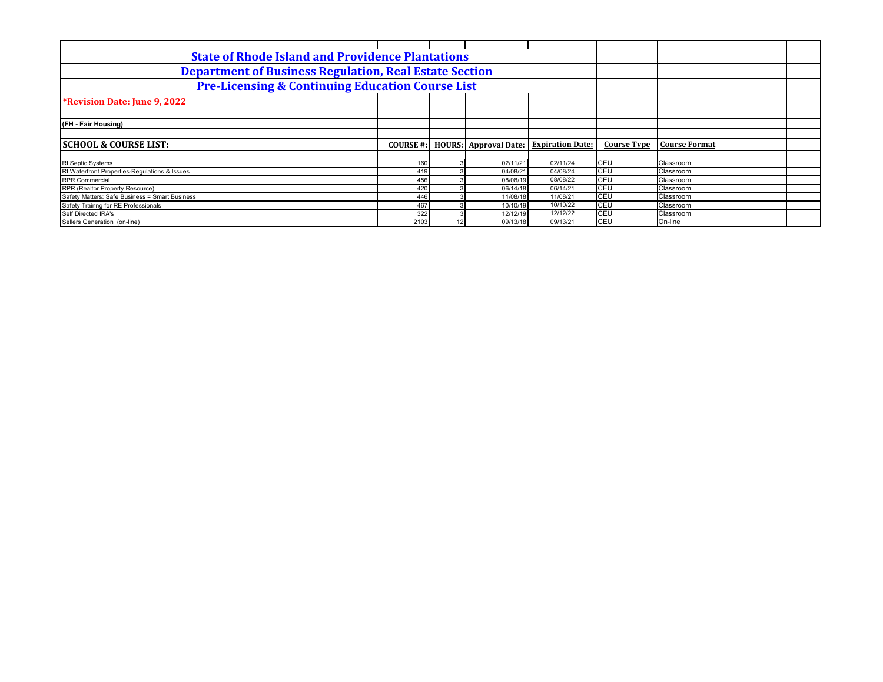## State of Rhode Island and Providence Plantations

## Department of Business Regulation, Real Estate Section

## Pre-Licensing & Continuing Education Course List

**\*Revision Date: June 9, 2022**

**(FH - Fair Housing)**

| SCHOOL & COURSE LIST: | COURSE #: | HOURS: | Approval Date: | Expiration Date: | Course Type | Course Format |
|---|---|---|---|---|---|---|
| RI Septic Systems | 160 | 3 | 02/11/21 | 02/11/24 | CEU | Classroom |
| RI Waterfront Properties-Regulations & Issues | 419 | 3 | 04/08/21 | 04/08/24 | CEU | Classroom |
| RPR Commercial | 456 | 3 | 08/08/19 | 08/08/22 | CEU | Classroom |
| RPR (Realtor Property Resource) | 420 | 3 | 06/14/18 | 06/14/21 | CEU | Classroom |
| Safety Matters: Safe Business = Smart Business | 446 | 3 | 11/08/18 | 11/08/21 | CEU | Classroom |
| Safety Trainng for RE Professionals | 467 | 3 | 10/10/19 | 10/10/22 | CEU | Classroom |
| Self Directed IRA's | 322 | 3 | 12/12/19 | 12/12/22 | CEU | Classroom |
| Sellers Generation (on-line) | 2103 | 12 | 09/13/18 | 09/13/21 | CEU | On-line |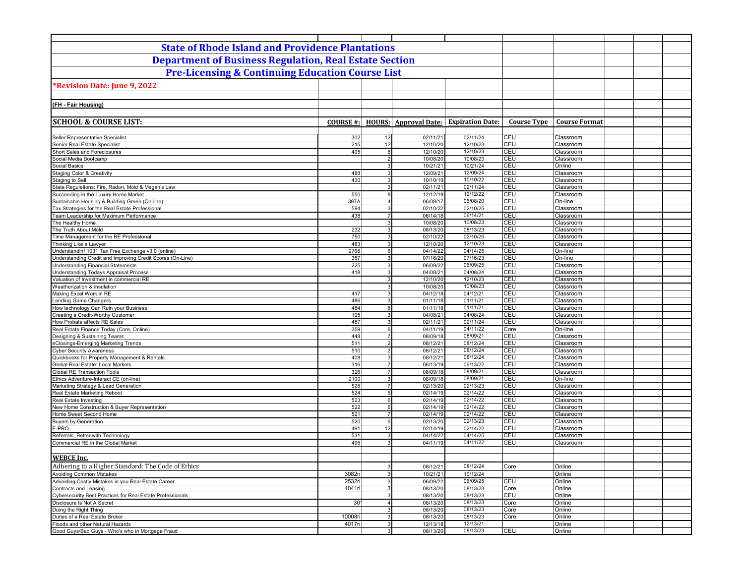# State of Rhode Island and Providence Plantations

## Department of Business Regulation, Real Estate Section

## Pre-Licensing & Continuing Education Course List

**\*Revision Date: June 9, 2022**

**(FH - Fair Housing)**

| SCHOOL & COURSE LIST: | COURSE #: | HOURS: | Approval Date: | Expiration Date: | Course Type | Course Format |
|---|---|---|---|---|---|---|
| Seller Representative Specialist | 302 | 12 | 02/11/21 | 02/11/24 | CEU | Classroom |
| Senior Real Estate Specialist | 215 | 12 | 12/10/20 | 12/10/23 | CEU | Classroom |
| Short Sales and Foreclosures | 405 | 6 | 12/10/20 | 12/10/23 | CEU | Classroom |
| Social Media Bootcamp | | 2 | 10/08/20 | 10/08/23 | CEU | Classroom |
| Social Basics | | 3 | 10/21/21 | 10/21/24 | CEU | Online |
| Staging Color & Creativity | 488 | 3 | 12/09/21 | 12/09/24 | CEU | Classroom |
| Staging to Sell | 430 | 3 | 10/10/19 | 10/10/22 | CEU | Classroom |
| State Regulations: Fire, Radon, Mold & Megan's Law | | 3 | 02/11/21 | 02/11/24 | CEU | Classroom |
| Succeeding in the Luxury Home Market | 550 | 8 | 12/12/19 | 12/12/22 | CEU | Classroom |
| Sustainable Housing & Building Green (On-line) | 397A | 4 | 06/08/17 | 06/08/20 | CEU | On-line |
| Tax Strategies for the Real Estate Professional | 594 | 3 | 02/10/22 | 02/10/25 | CEU | Classroom |
| Team Leadership for Maximum Performance | 438 | 7 | 06/14/18 | 06/14/21 | CEU | Classroom |
| The Healthy Home | | 3 | 10/08/20 | 10/08/23 | CEU | Classroom |
| The Truth About Mold | 232 | 3 | 08/13/20 | 08/13/23 | CEU | Classroom |
| Time Management for the RE Professional | 750 | 3 | 02/10/22 | 02/10/25 | CEU | Classroom |
| Thinking Like a Lawyer | 483 | 3 | 12/10/20 | 12/10/23 | CEU | Classroom |
| Understandinf 1031 Tax Free Exchange v3.0 (online) | 2766 | 6 | 04/14/22 | 04/14/25 | CEU | On-line |
| Understanding Credit and Improving Credit Scores (On-Line) | 357 | 3 | 07/16/20 | 07/16/23 | CEU | On-line |
| Understanding Financial Statements | 225 | 3 | 06/09/22 | 06/09/25 | CEU | Classroom |
| Understanding Todays Appraisal Process | 418 | 3 | 04/08/21 | 04/08/24 | CEU | Classroom |
| Valuation of Investment in commercial RE | | 3 | 12/10/20 | 12/10/23 | CEU | Classroom |
| Weatherization & Insulation | | 3 | 10/08/20 | 10/08/23 | CEU | Classroom |
| Making Excel Work in RE | 417 | 3 | 04/12/18 | 04/12/21 | CEU | Classroom |
| Lending Game Changers | 486 | 3 | 01/11/18 | 01/11/21 | CEU | Classroom |
| How technology Can Ruin your Business | 484 | 8 | 01/11/18 | 01/11/21 | CEU | Classroom |
| Creating a Credit-Worthy Customer | 195 | 3 | 04/08/21 | 04/08/24 | CEU | Classroom |
| How Probate affects RE Sales | 487 | 3 | 02/11/21 | 02/11/24 | CEU | Classroom |
| Real Estate Finance Today (Core, Online) | 359 | 6 | 04/11/19 | 04/11/22 | Core | On-line |
| Designing & Sustaining Teams | 448 | 7 | 08/09/18 | 08/09/21 | CEU | Classroom |
| eClosings-Emerging Marketing Trends | 511 | 2 | 08/12/21 | 08/12/24 | CEU | Classroom |
| Cyber Security Awareness | 510 | 2 | 08/12/21 | 08/12/24 | CEU | Classroom |
| Quickbooks for Property Management & Rentals | 408 | 3 | 08/12/21 | 08/12/24 | CEU | Classroom |
| Global Real Estate: Local Markets | 316 | 7 | 06/13/19 | 06/13/22 | CEU | Classroom |
| Global RE Transaction Tools | 326 | 7 | 08/09/18 | 08/09/21 | CEU | Classroom |
| Ethics Adventure-Interact CE (on-line) | 2100 | 3 | 08/09/18 | 08/09/21 | CEU | On-line |
| Marketing Strategy & Lead Generation | 525 | 7 | 02/13/20 | 02/13/23 | CEU | Classroom |
| Real Estate Marketing Reboot | 524 | 6 | 02/14/19 | 02/14/22 | CEU | Classroom |
| Real Estate Investing | 523 | 6 | 02/14/19 | 02/14/22 | CEU | Classroom |
| New Home Construction & Buyer Representation | 522 | 6 | 02/14/19 | 02/14/22 | CEU | Classroom |
| Home Sweet Second Home | 521 | 7 | 02/14/19 | 02/14/22 | CEU | Classroom |
| Buyers by Generation | 520 | 6 | 02/13/20 | 02/13/23 | CEU | Classroom |
| E-PRO | 491 | 12 | 02/14/19 | 02/14/22 | CEU | Classroom |
| Referrals, Better with Technology | 531 | 3 | 04/14/22 | 04/14/25 | CEU | Classroom |
| Commercial RE in the Global Market | 495 | 3 | 04/11/19 | 04/11/22 | CEU | Classroom |
| **WEBCE Inc.** | | | | | | |
| Adhering to a Higher Standard: The Code of Ethics | | 3 | 08/12/21 | 08/12/24 | Core | Online |
| Avoiding Common Mistakes | 3082ri | 3 | 10/21/21 | 10/12/24 | | Online |
| Advoiding Costly Mistakes in you Real Estate Career | 2532ri | 3 | 06/09/22 | 06/09/25 | CEU | Online |
| Contracts and Leasing | 4041ri | 3 | 08/13/20 | 08/13/23 | Core | Online |
| Cybersecurity Best Practices for Real Estate Professionals | | 3 | 08/13/20 | 08/13/23 | CEU | Online |
| Disclosure Is Not A Secret | 301 | 4 | 08/13/20 | 08/13/23 | Core | Online |
| Doing the Right Thing | | 3 | 08/13/20 | 08/13/23 | Core | Online |
| Duties of a Real Estate Broker | 10008ri | 3 | 08/13/20 | 08/13/23 | Core | Online |
| Floods and other Natural Hazards | 4017ri | 3 | 12/13/18 | 12/13/21 | | Online |
| Good Guys/Bad Guys - Who's who in Mortgage Fraud | | 3 | 08/13/20 | 08/13/23 | CEU | Online |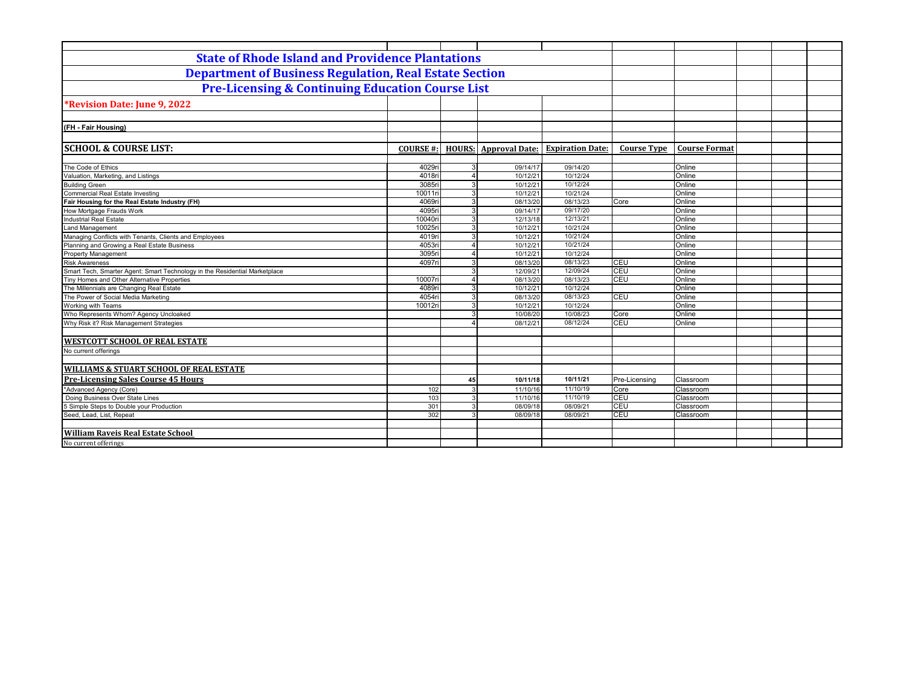## State of Rhode Island and Providence Plantations
## Department of Business Regulation, Real Estate Section
## Pre-Licensing & Continuing Education Course List

**\*Revision Date: June 9, 2022**

**(FH - Fair Housing)**

| SCHOOL & COURSE LIST: | COURSE #: | HOURS: | Approval Date: | Expiration Date: | Course Type | Course Format |
|---|---|---|---|---|---|---|
| The Code of Ethics | 4029ri | 3 | 09/14/17 | 09/14/20 | | Online |
| Valuation, Marketing, and Listings | 4018ri | 4 | 10/12/21 | 10/12/24 | | Online |
| Building Green | 3085ri | 3 | 10/12/21 | 10/12/24 | | Online |
| Commercial Real Estate Investing | 10011ri | 3 | 10/12/21 | 10/21/24 | | Online |
| **Fair Housing for the Real Estate Industry (FH)** | 4069ri | 3 | 08/13/20 | 08/13/23 | Core | Online |
| How Mortgage Frauds Work | 4095ri | 3 | 09/14/17 | 09/17/20 | | Online |
| Industrial Real Estate | 10040ri | 3 | 12/13/18 | 12/13/21 | | Online |
| Land Management | 10025ri | 3 | 10/12/21 | 10/21/24 | | Online |
| Managing Conflicts with Tenants, Clients and Employees | 4019ri | 3 | 10/12/21 | 10/21/24 | | Online |
| Planning and Growing a Real Estate Business | 4053ri | 4 | 10/12/21 | 10/21/24 | | Online |
| Property Management | 3095ri | 4 | 10/12/21 | 10/12/24 | | Online |
| Risk Awareness | 4097ri | 3 | 08/13/20 | 08/13/23 | CEU | Online |
| Smart Tech, Smarter Agent: Smart Technology in the Residential Marketplace | | 3 | 12/09/21 | 12/09/24 | CEU | Online |
| Tiny Homes and Other Alternative Properties | 10007ri | 4 | 08/13/20 | 08/13/23 | CEU | Online |
| The Millennials are Changing Real Estate | 4089ri | 3 | 10/12/21 | 10/12/24 | | Online |
| The Power of Social Media Marketing | 4054ri | 3 | 08/13/20 | 08/13/23 | CEU | Online |
| Working with Teams | 10012ri | 3 | 10/12/21 | 10/12/24 | | Online |
| Who Represents Whom? Agency Uncloaked | | 3 | 10/08/20 | 10/08/23 | Core | Online |
| Why Risk it? Risk Management Strategies | | 4 | 08/12/21 | 08/12/24 | CEU | Online |
| | | | | | | |
| **WESTCOTT SCHOOL OF REAL ESTATE** | | | | | | |
| No current offerings | | | | | | |
| | | | | | | |
| **WILLIAMS & STUART SCHOOL OF REAL ESTATE** | | | | | | |
| **Pre-Licensing Sales Course 45 Hours** | | **45** | **10/11/18** | **10/11/21** | Pre-Licensing | Classroom |
| *Advanced Agency (Core) | 102 | 3 | 11/10/16 | 11/10/19 | Core | Classroom |
| Doing Business Over State Lines | 103 | 3 | 11/10/16 | 11/10/19 | CEU | Classroom |
| 5 Simple Steps to Double your Production | 301 | 3 | 08/09/18 | 08/09/21 | CEU | Classroom |
| Seed, Lead, List, Repeat | 302 | 3 | 08/09/18 | 08/09/21 | CEU | Classroom |
| | | | | | | |
| **William Raveis Real Estate School** | | | | | | |
| No current offerings | | | | | | |